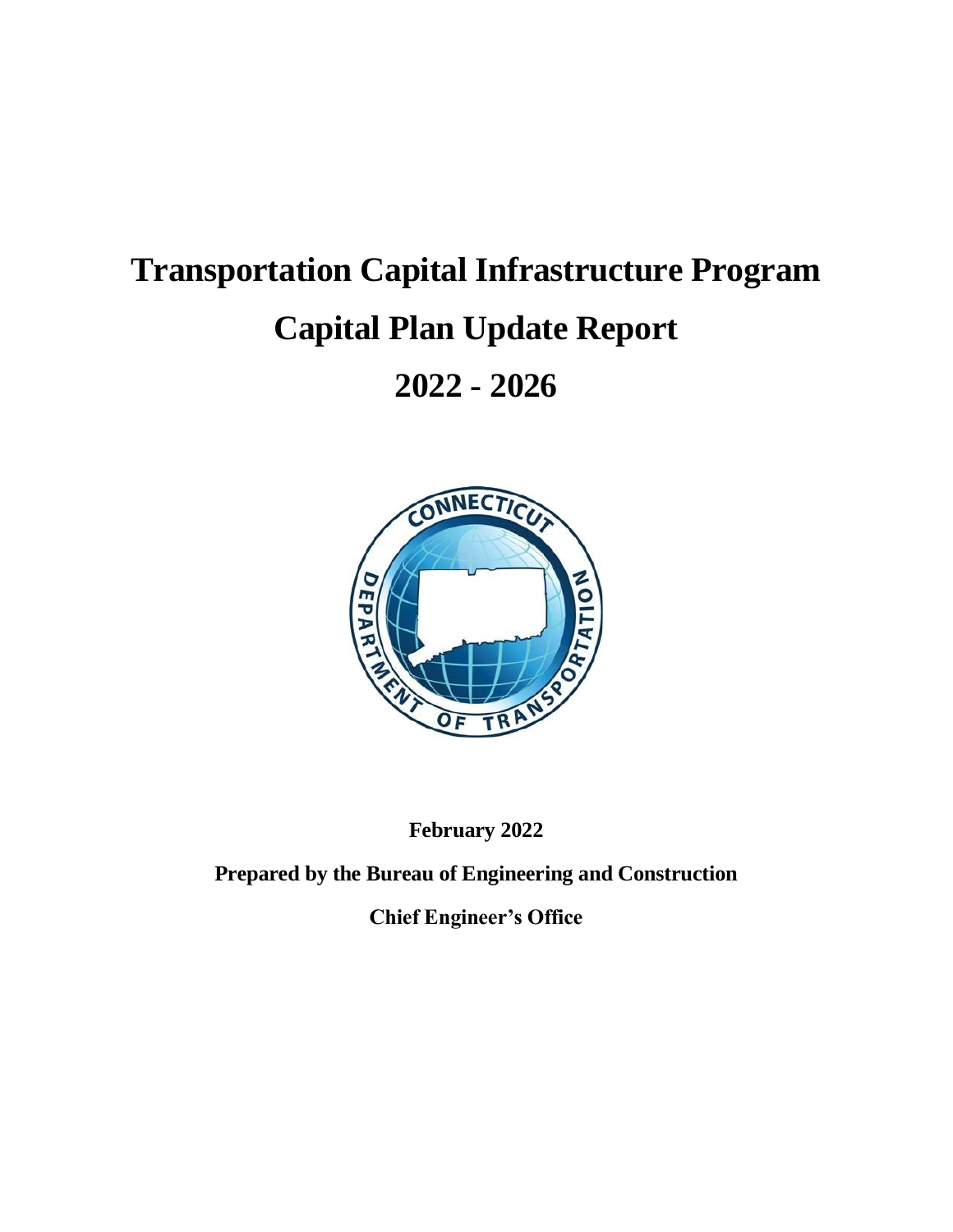# Transportation Capital Infrastructure Program

# Capital Plan Update Report

# 2022 - 2026

**February 2022**

**Prepared by the Bureau of Engineering and Construction**

**Chief Engineer's Office**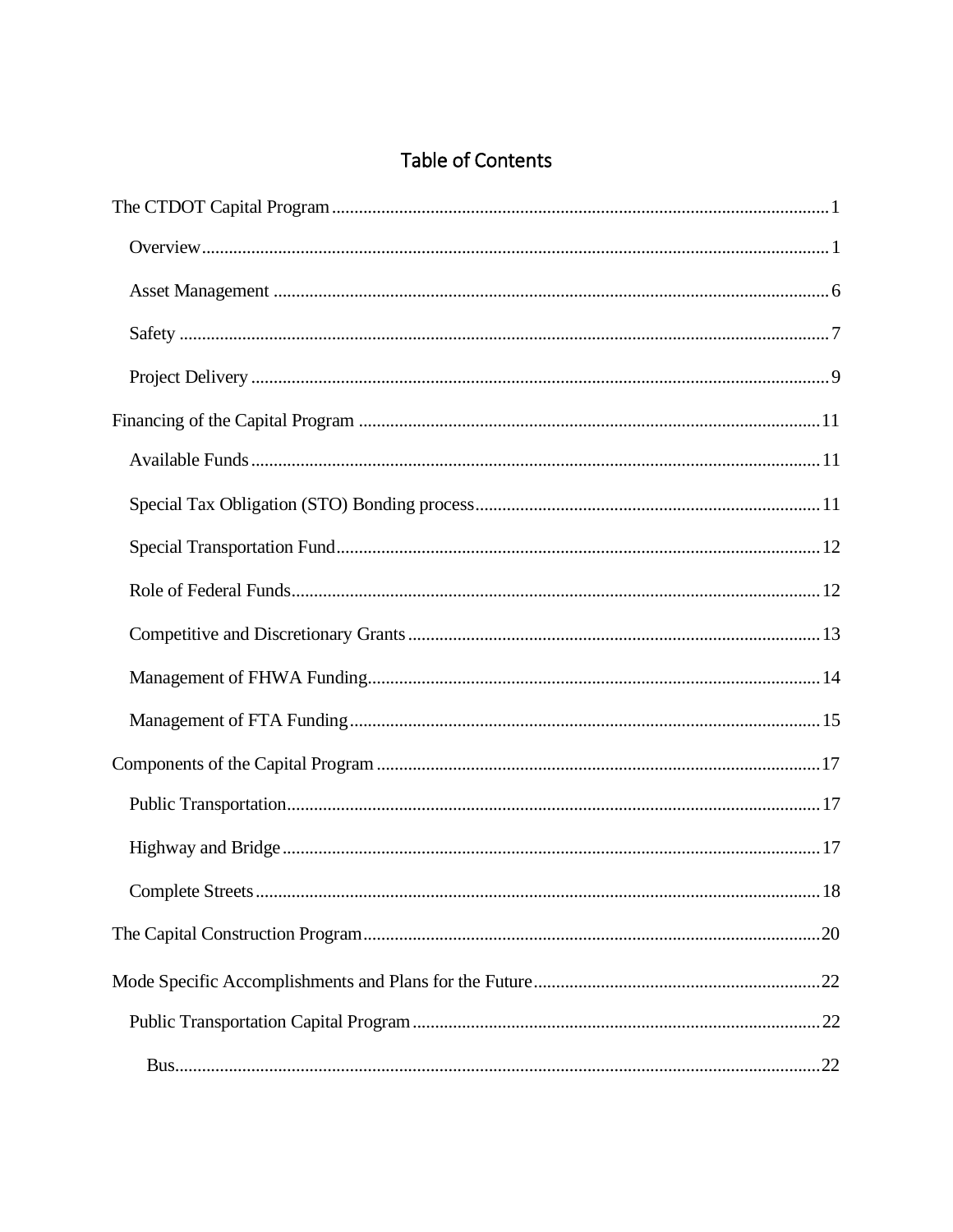# Table of Contents

The CTDOT Capital Program .......... 1

- Overview .......... 1
- Asset Management .......... 6
- Safety .......... 7
- Project Delivery .......... 9

Financing of the Capital Program .......... 11

- Available Funds .......... 11
- Special Tax Obligation (STO) Bonding process .......... 11
- Special Transportation Fund .......... 12
- Role of Federal Funds .......... 12
- Competitive and Discretionary Grants .......... 13
- Management of FHWA Funding .......... 14
- Management of FTA Funding .......... 15

Components of the Capital Program .......... 17

- Public Transportation .......... 17
- Highway and Bridge .......... 17
- Complete Streets .......... 18

The Capital Construction Program .......... 20

Mode Specific Accomplishments and Plans for the Future .......... 22

- Public Transportation Capital Program .......... 22
  - Bus .......... 22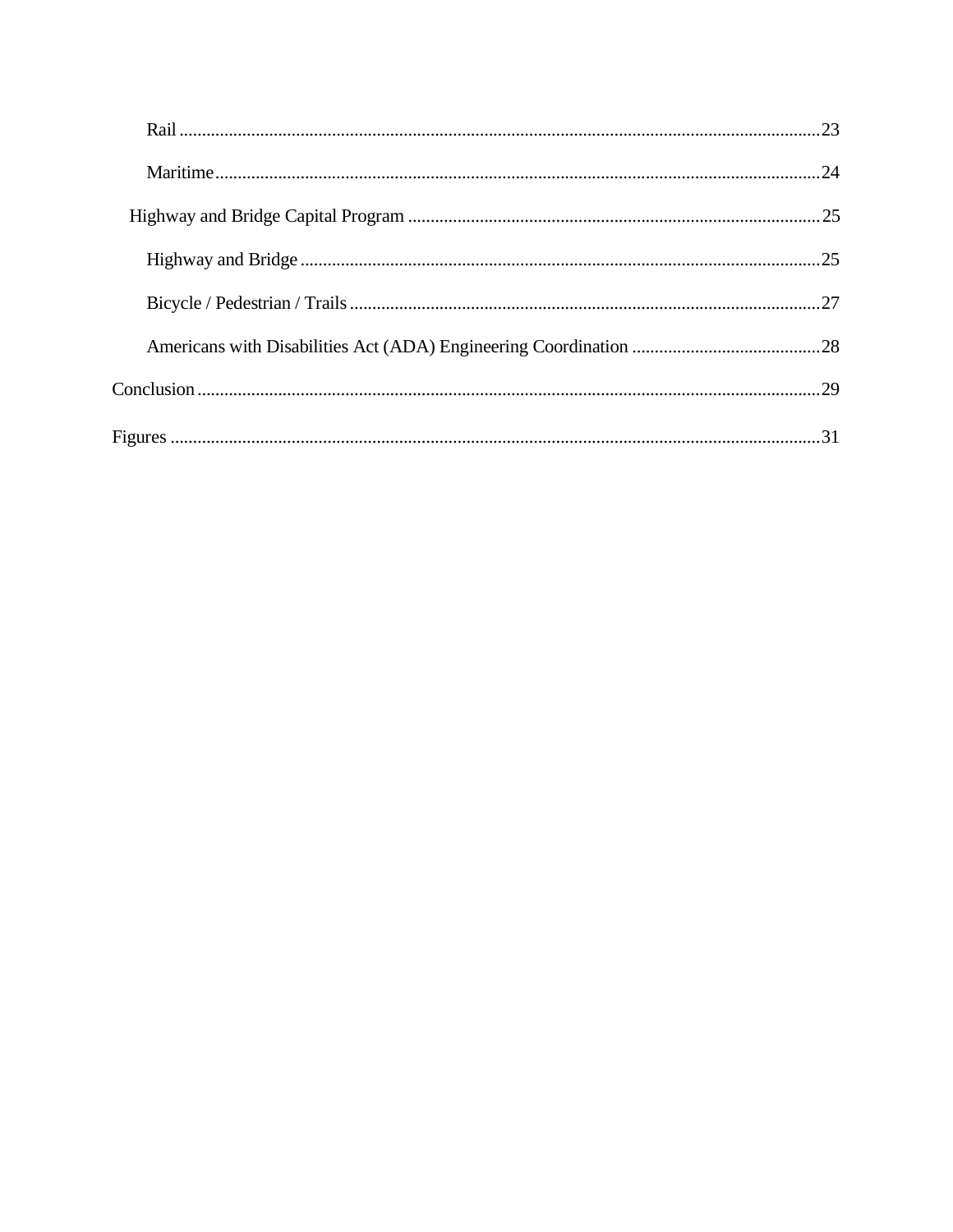Rail ..... 23

Maritime ..... 24

Highway and Bridge Capital Program ..... 25

Highway and Bridge ..... 25

Bicycle / Pedestrian / Trails ..... 27

Americans with Disabilities Act (ADA) Engineering Coordination ..... 28

Conclusion ..... 29

Figures ..... 31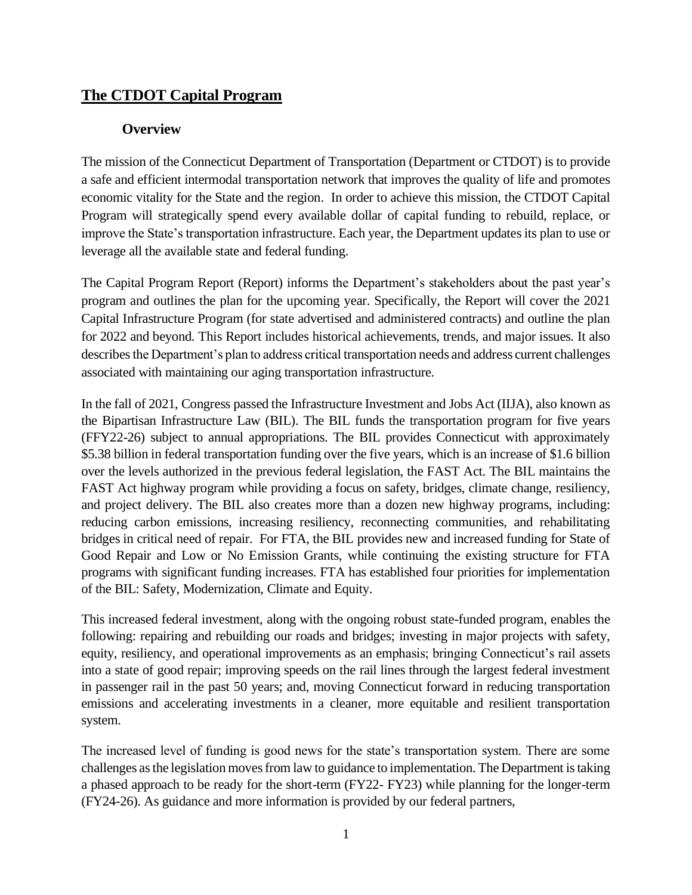## The CTDOT Capital Program

### Overview

The mission of the Connecticut Department of Transportation (Department or CTDOT) is to provide a safe and efficient intermodal transportation network that improves the quality of life and promotes economic vitality for the State and the region. In order to achieve this mission, the CTDOT Capital Program will strategically spend every available dollar of capital funding to rebuild, replace, or improve the State's transportation infrastructure. Each year, the Department updates its plan to use or leverage all the available state and federal funding.

The Capital Program Report (Report) informs the Department's stakeholders about the past year's program and outlines the plan for the upcoming year. Specifically, the Report will cover the 2021 Capital Infrastructure Program (for state advertised and administered contracts) and outline the plan for 2022 and beyond. This Report includes historical achievements, trends, and major issues. It also describes the Department's plan to address critical transportation needs and address current challenges associated with maintaining our aging transportation infrastructure.

In the fall of 2021, Congress passed the Infrastructure Investment and Jobs Act (IIJA), also known as the Bipartisan Infrastructure Law (BIL). The BIL funds the transportation program for five years (FFY22-26) subject to annual appropriations. The BIL provides Connecticut with approximately $5.38 billion in federal transportation funding over the five years, which is an increase of $1.6 billion over the levels authorized in the previous federal legislation, the FAST Act. The BIL maintains the FAST Act highway program while providing a focus on safety, bridges, climate change, resiliency, and project delivery. The BIL also creates more than a dozen new highway programs, including: reducing carbon emissions, increasing resiliency, reconnecting communities, and rehabilitating bridges in critical need of repair. For FTA, the BIL provides new and increased funding for State of Good Repair and Low or No Emission Grants, while continuing the existing structure for FTA programs with significant funding increases. FTA has established four priorities for implementation of the BIL: Safety, Modernization, Climate and Equity.

This increased federal investment, along with the ongoing robust state-funded program, enables the following: repairing and rebuilding our roads and bridges; investing in major projects with safety, equity, resiliency, and operational improvements as an emphasis; bringing Connecticut's rail assets into a state of good repair; improving speeds on the rail lines through the largest federal investment in passenger rail in the past 50 years; and, moving Connecticut forward in reducing transportation emissions and accelerating investments in a cleaner, more equitable and resilient transportation system.

The increased level of funding is good news for the state's transportation system. There are some challenges as the legislation moves from law to guidance to implementation. The Department is taking a phased approach to be ready for the short-term (FY22- FY23) while planning for the longer-term (FY24-26). As guidance and more information is provided by our federal partners,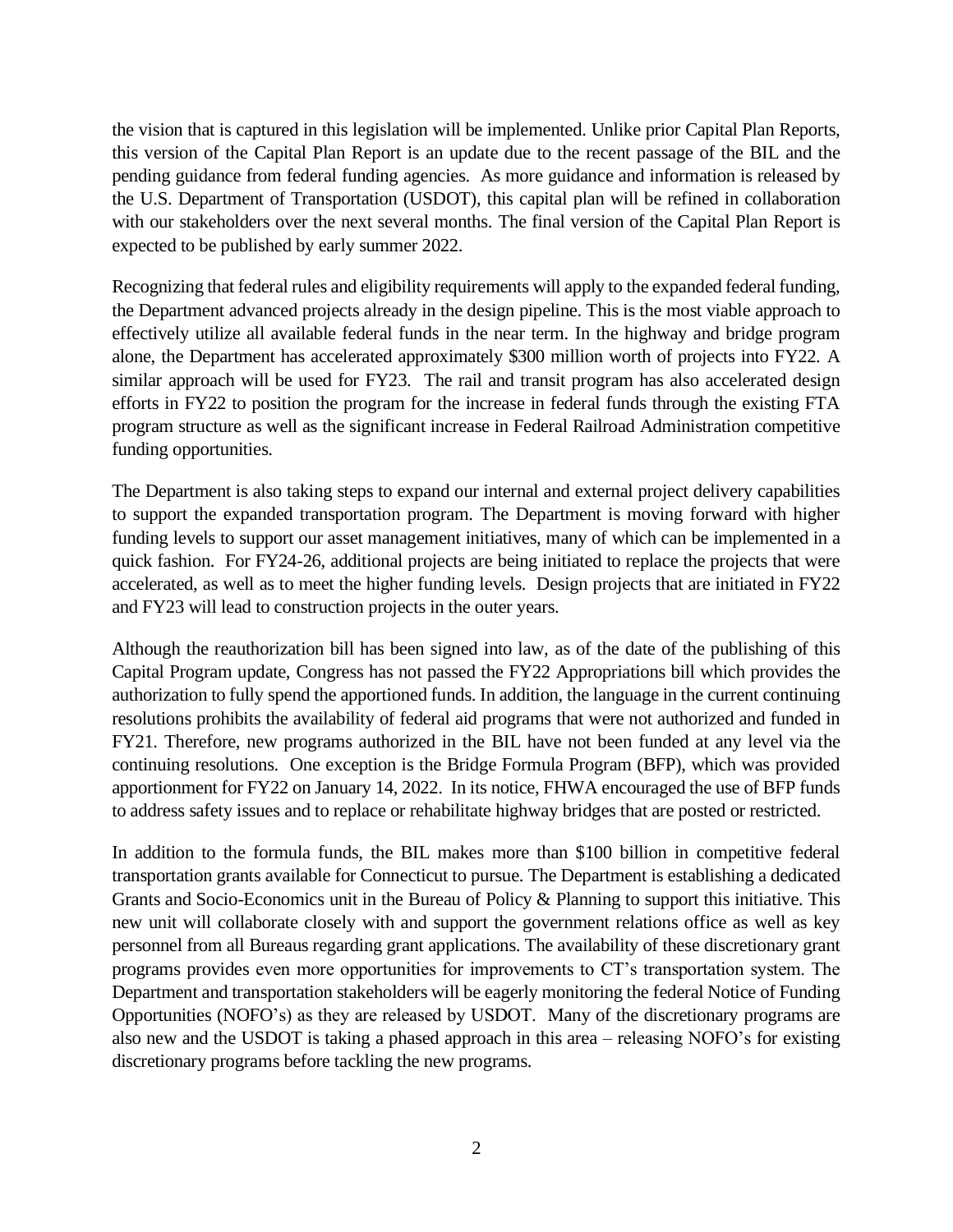the vision that is captured in this legislation will be implemented. Unlike prior Capital Plan Reports, this version of the Capital Plan Report is an update due to the recent passage of the BIL and the pending guidance from federal funding agencies. As more guidance and information is released by the U.S. Department of Transportation (USDOT), this capital plan will be refined in collaboration with our stakeholders over the next several months. The final version of the Capital Plan Report is expected to be published by early summer 2022.

Recognizing that federal rules and eligibility requirements will apply to the expanded federal funding, the Department advanced projects already in the design pipeline. This is the most viable approach to effectively utilize all available federal funds in the near term. In the highway and bridge program alone, the Department has accelerated approximately $300 million worth of projects into FY22. A similar approach will be used for FY23. The rail and transit program has also accelerated design efforts in FY22 to position the program for the increase in federal funds through the existing FTA program structure as well as the significant increase in Federal Railroad Administration competitive funding opportunities.

The Department is also taking steps to expand our internal and external project delivery capabilities to support the expanded transportation program. The Department is moving forward with higher funding levels to support our asset management initiatives, many of which can be implemented in a quick fashion. For FY24-26, additional projects are being initiated to replace the projects that were accelerated, as well as to meet the higher funding levels. Design projects that are initiated in FY22 and FY23 will lead to construction projects in the outer years.

Although the reauthorization bill has been signed into law, as of the date of the publishing of this Capital Program update, Congress has not passed the FY22 Appropriations bill which provides the authorization to fully spend the apportioned funds. In addition, the language in the current continuing resolutions prohibits the availability of federal aid programs that were not authorized and funded in FY21. Therefore, new programs authorized in the BIL have not been funded at any level via the continuing resolutions. One exception is the Bridge Formula Program (BFP), which was provided apportionment for FY22 on January 14, 2022. In its notice, FHWA encouraged the use of BFP funds to address safety issues and to replace or rehabilitate highway bridges that are posted or restricted.

In addition to the formula funds, the BIL makes more than $100 billion in competitive federal transportation grants available for Connecticut to pursue. The Department is establishing a dedicated Grants and Socio-Economics unit in the Bureau of Policy & Planning to support this initiative. This new unit will collaborate closely with and support the government relations office as well as key personnel from all Bureaus regarding grant applications. The availability of these discretionary grant programs provides even more opportunities for improvements to CT's transportation system. The Department and transportation stakeholders will be eagerly monitoring the federal Notice of Funding Opportunities (NOFO's) as they are released by USDOT. Many of the discretionary programs are also new and the USDOT is taking a phased approach in this area – releasing NOFO's for existing discretionary programs before tackling the new programs.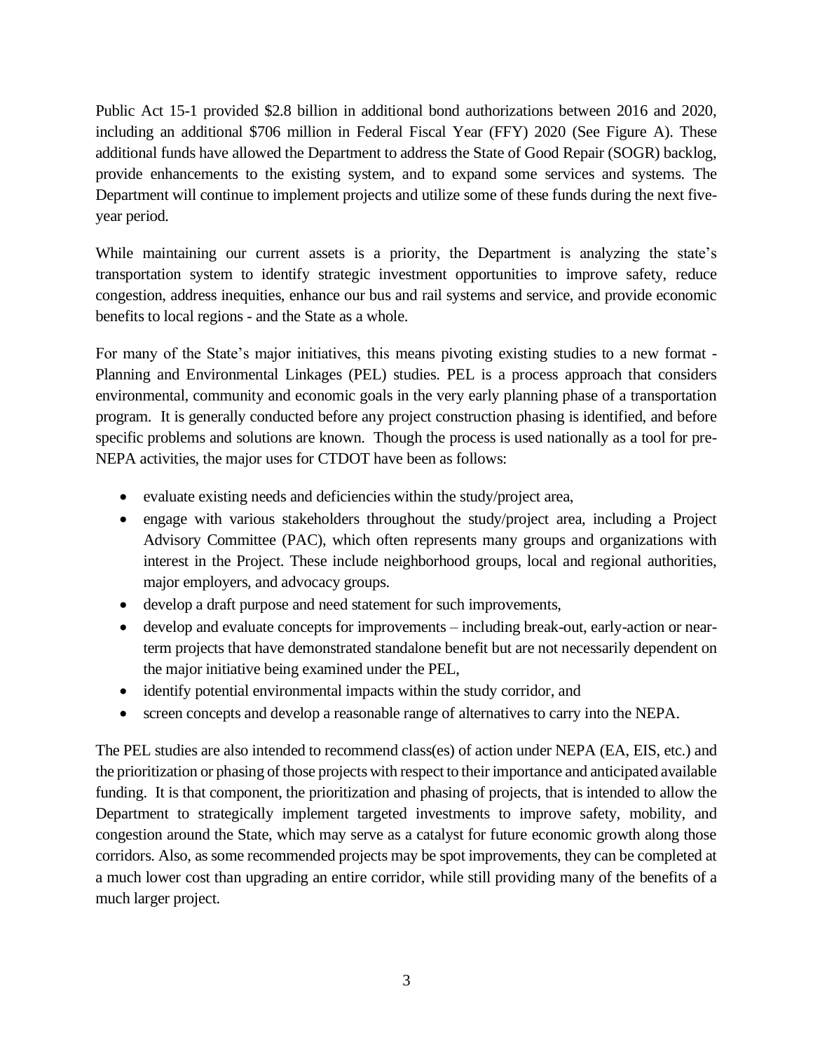Public Act 15-1 provided $2.8 billion in additional bond authorizations between 2016 and 2020, including an additional $706 million in Federal Fiscal Year (FFY) 2020 (See Figure A). These additional funds have allowed the Department to address the State of Good Repair (SOGR) backlog, provide enhancements to the existing system, and to expand some services and systems. The Department will continue to implement projects and utilize some of these funds during the next five-year period.

While maintaining our current assets is a priority, the Department is analyzing the state's transportation system to identify strategic investment opportunities to improve safety, reduce congestion, address inequities, enhance our bus and rail systems and service, and provide economic benefits to local regions - and the State as a whole.

For many of the State's major initiatives, this means pivoting existing studies to a new format - Planning and Environmental Linkages (PEL) studies. PEL is a process approach that considers environmental, community and economic goals in the very early planning phase of a transportation program. It is generally conducted before any project construction phasing is identified, and before specific problems and solutions are known. Though the process is used nationally as a tool for pre-NEPA activities, the major uses for CTDOT have been as follows:

- evaluate existing needs and deficiencies within the study/project area,
- engage with various stakeholders throughout the study/project area, including a Project Advisory Committee (PAC), which often represents many groups and organizations with interest in the Project. These include neighborhood groups, local and regional authorities, major employers, and advocacy groups.
- develop a draft purpose and need statement for such improvements,
- develop and evaluate concepts for improvements – including break-out, early-action or near-term projects that have demonstrated standalone benefit but are not necessarily dependent on the major initiative being examined under the PEL,
- identify potential environmental impacts within the study corridor, and
- screen concepts and develop a reasonable range of alternatives to carry into the NEPA.

The PEL studies are also intended to recommend class(es) of action under NEPA (EA, EIS, etc.) and the prioritization or phasing of those projects with respect to their importance and anticipated available funding. It is that component, the prioritization and phasing of projects, that is intended to allow the Department to strategically implement targeted investments to improve safety, mobility, and congestion around the State, which may serve as a catalyst for future economic growth along those corridors. Also, as some recommended projects may be spot improvements, they can be completed at a much lower cost than upgrading an entire corridor, while still providing many of the benefits of a much larger project.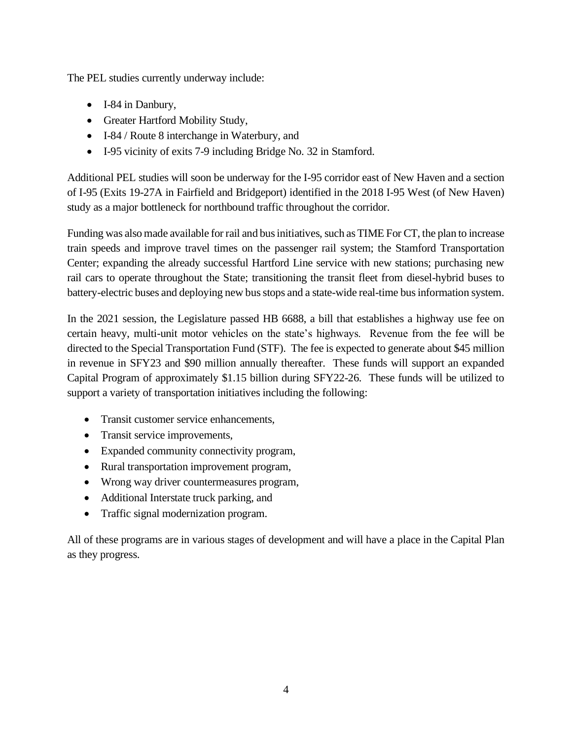The PEL studies currently underway include:

- I-84 in Danbury,
- Greater Hartford Mobility Study,
- I-84 / Route 8 interchange in Waterbury, and
- I-95 vicinity of exits 7-9 including Bridge No. 32 in Stamford.

Additional PEL studies will soon be underway for the I-95 corridor east of New Haven and a section of I-95 (Exits 19-27A in Fairfield and Bridgeport) identified in the 2018 I-95 West (of New Haven) study as a major bottleneck for northbound traffic throughout the corridor.

Funding was also made available for rail and bus initiatives, such as TIME For CT, the plan to increase train speeds and improve travel times on the passenger rail system; the Stamford Transportation Center; expanding the already successful Hartford Line service with new stations; purchasing new rail cars to operate throughout the State; transitioning the transit fleet from diesel-hybrid buses to battery-electric buses and deploying new bus stops and a state-wide real-time bus information system.

In the 2021 session, the Legislature passed HB 6688, a bill that establishes a highway use fee on certain heavy, multi-unit motor vehicles on the state's highways. Revenue from the fee will be directed to the Special Transportation Fund (STF). The fee is expected to generate about $45 million in revenue in SFY23 and $90 million annually thereafter. These funds will support an expanded Capital Program of approximately $1.15 billion during SFY22-26. These funds will be utilized to support a variety of transportation initiatives including the following:

- Transit customer service enhancements,
- Transit service improvements,
- Expanded community connectivity program,
- Rural transportation improvement program,
- Wrong way driver countermeasures program,
- Additional Interstate truck parking, and
- Traffic signal modernization program.

All of these programs are in various stages of development and will have a place in the Capital Plan as they progress.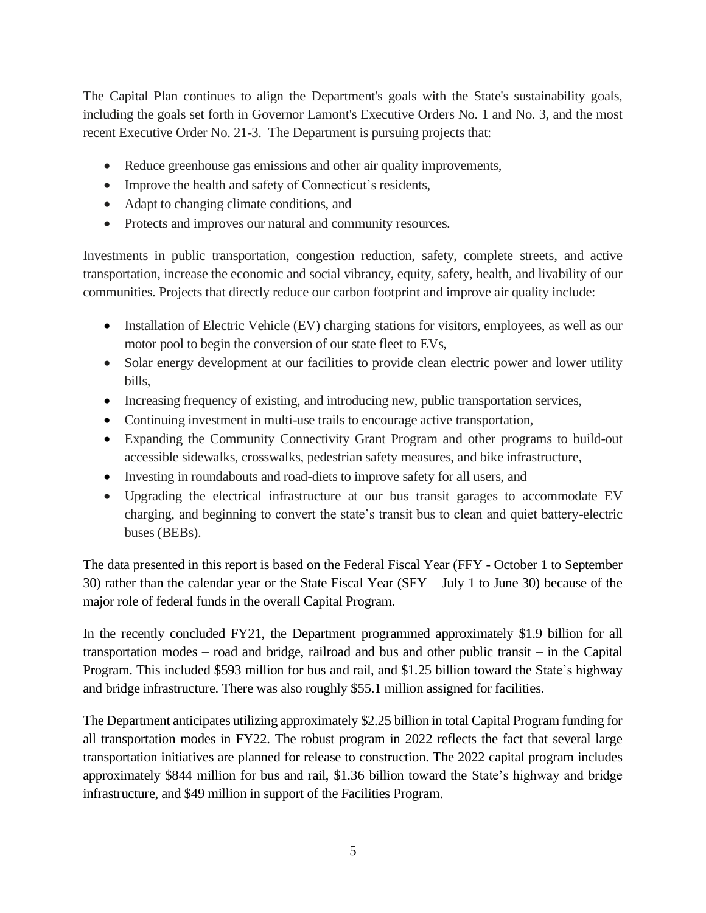The Capital Plan continues to align the Department's goals with the State's sustainability goals, including the goals set forth in Governor Lamont's Executive Orders No. 1 and No. 3, and the most recent Executive Order No. 21-3. The Department is pursuing projects that:

- Reduce greenhouse gas emissions and other air quality improvements,
- Improve the health and safety of Connecticut's residents,
- Adapt to changing climate conditions, and
- Protects and improves our natural and community resources.

Investments in public transportation, congestion reduction, safety, complete streets, and active transportation, increase the economic and social vibrancy, equity, safety, health, and livability of our communities. Projects that directly reduce our carbon footprint and improve air quality include:

- Installation of Electric Vehicle (EV) charging stations for visitors, employees, as well as our motor pool to begin the conversion of our state fleet to EVs,
- Solar energy development at our facilities to provide clean electric power and lower utility bills,
- Increasing frequency of existing, and introducing new, public transportation services,
- Continuing investment in multi-use trails to encourage active transportation,
- Expanding the Community Connectivity Grant Program and other programs to build-out accessible sidewalks, crosswalks, pedestrian safety measures, and bike infrastructure,
- Investing in roundabouts and road-diets to improve safety for all users, and
- Upgrading the electrical infrastructure at our bus transit garages to accommodate EV charging, and beginning to convert the state's transit bus to clean and quiet battery-electric buses (BEBs).

The data presented in this report is based on the Federal Fiscal Year (FFY - October 1 to September 30) rather than the calendar year or the State Fiscal Year (SFY – July 1 to June 30) because of the major role of federal funds in the overall Capital Program.

In the recently concluded FY21, the Department programmed approximately $1.9 billion for all transportation modes – road and bridge, railroad and bus and other public transit – in the Capital Program. This included $593 million for bus and rail, and $1.25 billion toward the State's highway and bridge infrastructure. There was also roughly $55.1 million assigned for facilities.

The Department anticipates utilizing approximately $2.25 billion in total Capital Program funding for all transportation modes in FY22. The robust program in 2022 reflects the fact that several large transportation initiatives are planned for release to construction. The 2022 capital program includes approximately $844 million for bus and rail, $1.36 billion toward the State's highway and bridge infrastructure, and $49 million in support of the Facilities Program.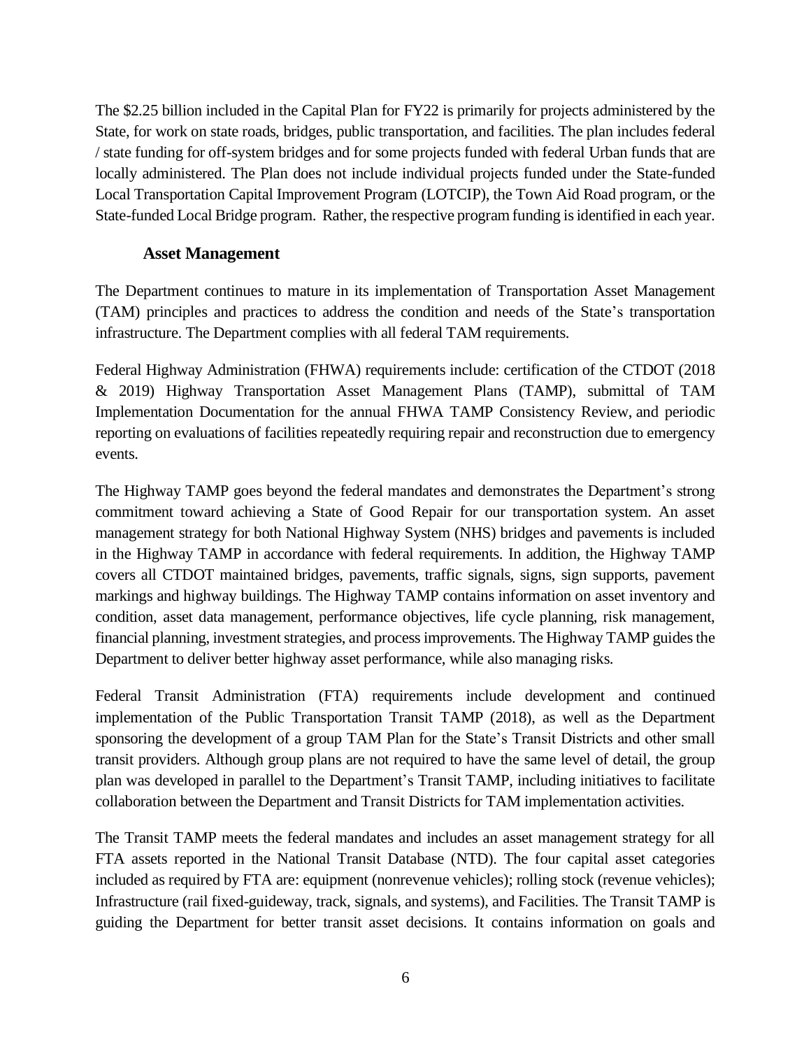The $2.25 billion included in the Capital Plan for FY22 is primarily for projects administered by the State, for work on state roads, bridges, public transportation, and facilities. The plan includes federal / state funding for off-system bridges and for some projects funded with federal Urban funds that are locally administered. The Plan does not include individual projects funded under the State-funded Local Transportation Capital Improvement Program (LOTCIP), the Town Aid Road program, or the State-funded Local Bridge program. Rather, the respective program funding is identified in each year.

### Asset Management

The Department continues to mature in its implementation of Transportation Asset Management (TAM) principles and practices to address the condition and needs of the State's transportation infrastructure. The Department complies with all federal TAM requirements.

Federal Highway Administration (FHWA) requirements include: certification of the CTDOT (2018 & 2019) Highway Transportation Asset Management Plans (TAMP), submittal of TAM Implementation Documentation for the annual FHWA TAMP Consistency Review, and periodic reporting on evaluations of facilities repeatedly requiring repair and reconstruction due to emergency events.

The Highway TAMP goes beyond the federal mandates and demonstrates the Department's strong commitment toward achieving a State of Good Repair for our transportation system. An asset management strategy for both National Highway System (NHS) bridges and pavements is included in the Highway TAMP in accordance with federal requirements. In addition, the Highway TAMP covers all CTDOT maintained bridges, pavements, traffic signals, signs, sign supports, pavement markings and highway buildings. The Highway TAMP contains information on asset inventory and condition, asset data management, performance objectives, life cycle planning, risk management, financial planning, investment strategies, and process improvements. The Highway TAMP guides the Department to deliver better highway asset performance, while also managing risks.

Federal Transit Administration (FTA) requirements include development and continued implementation of the Public Transportation Transit TAMP (2018), as well as the Department sponsoring the development of a group TAM Plan for the State's Transit Districts and other small transit providers. Although group plans are not required to have the same level of detail, the group plan was developed in parallel to the Department's Transit TAMP, including initiatives to facilitate collaboration between the Department and Transit Districts for TAM implementation activities.

The Transit TAMP meets the federal mandates and includes an asset management strategy for all FTA assets reported in the National Transit Database (NTD). The four capital asset categories included as required by FTA are: equipment (nonrevenue vehicles); rolling stock (revenue vehicles); Infrastructure (rail fixed-guideway, track, signals, and systems), and Facilities. The Transit TAMP is guiding the Department for better transit asset decisions. It contains information on goals and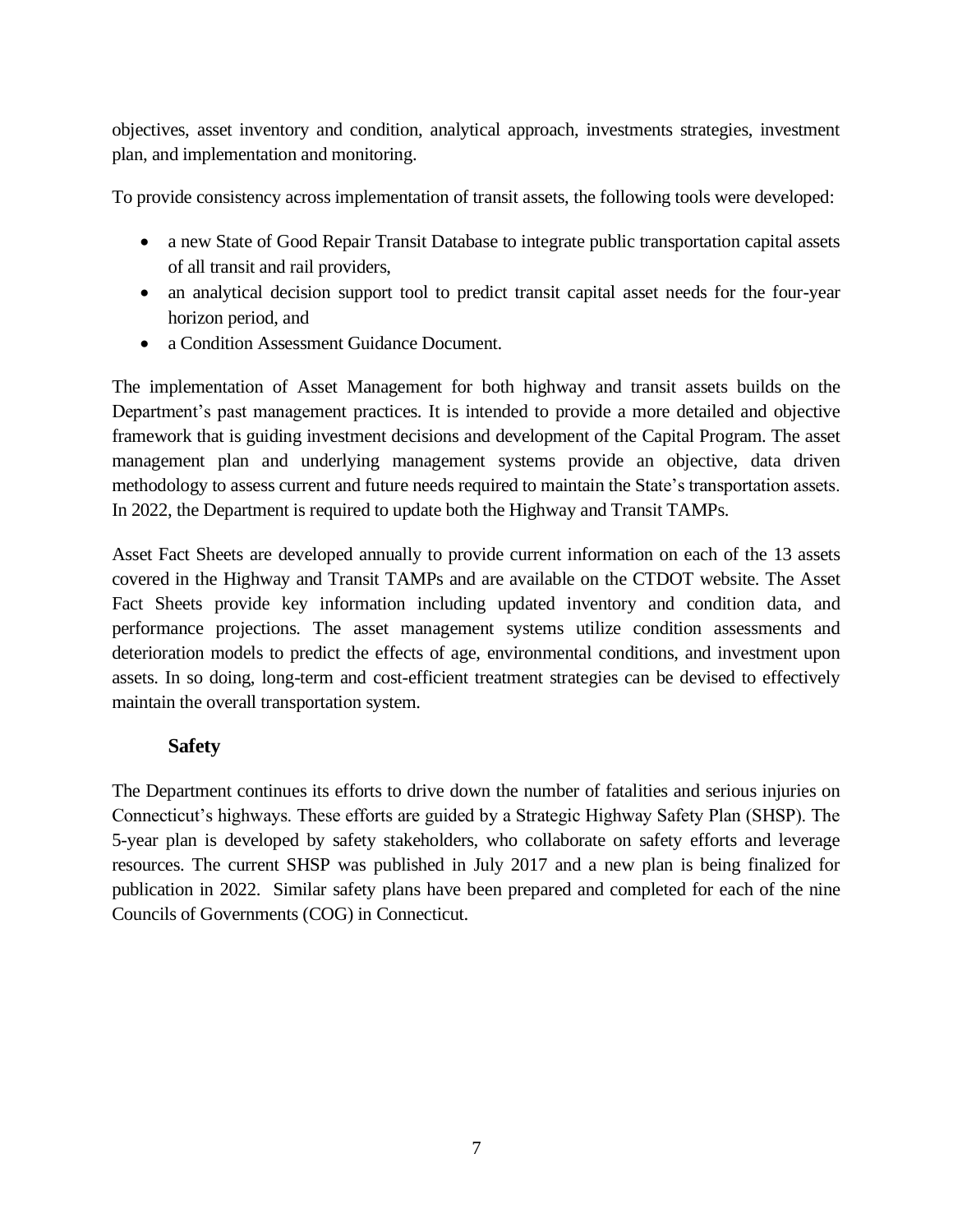objectives, asset inventory and condition, analytical approach, investments strategies, investment plan, and implementation and monitoring.

To provide consistency across implementation of transit assets, the following tools were developed:

- a new State of Good Repair Transit Database to integrate public transportation capital assets of all transit and rail providers,
- an analytical decision support tool to predict transit capital asset needs for the four-year horizon period, and
- a Condition Assessment Guidance Document.

The implementation of Asset Management for both highway and transit assets builds on the Department's past management practices. It is intended to provide a more detailed and objective framework that is guiding investment decisions and development of the Capital Program. The asset management plan and underlying management systems provide an objective, data driven methodology to assess current and future needs required to maintain the State's transportation assets. In 2022, the Department is required to update both the Highway and Transit TAMPs.

Asset Fact Sheets are developed annually to provide current information on each of the 13 assets covered in the Highway and Transit TAMPs and are available on the CTDOT website. The Asset Fact Sheets provide key information including updated inventory and condition data, and performance projections. The asset management systems utilize condition assessments and deterioration models to predict the effects of age, environmental conditions, and investment upon assets. In so doing, long-term and cost-efficient treatment strategies can be devised to effectively maintain the overall transportation system.

### Safety

The Department continues its efforts to drive down the number of fatalities and serious injuries on Connecticut's highways. These efforts are guided by a Strategic Highway Safety Plan (SHSP). The 5-year plan is developed by safety stakeholders, who collaborate on safety efforts and leverage resources. The current SHSP was published in July 2017 and a new plan is being finalized for publication in 2022. Similar safety plans have been prepared and completed for each of the nine Councils of Governments (COG) in Connecticut.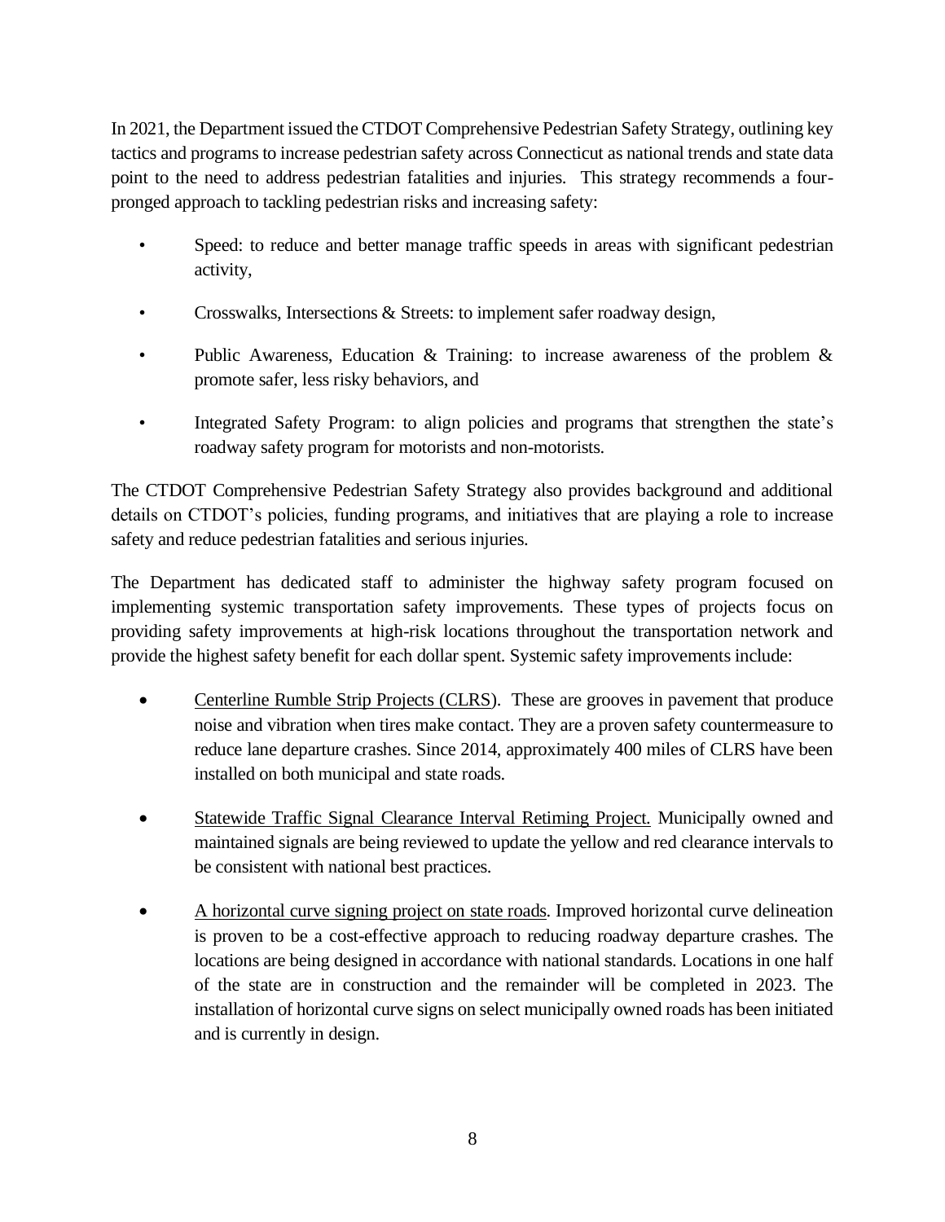In 2021, the Department issued the CTDOT Comprehensive Pedestrian Safety Strategy, outlining key tactics and programs to increase pedestrian safety across Connecticut as national trends and state data point to the need to address pedestrian fatalities and injuries. This strategy recommends a four-pronged approach to tackling pedestrian risks and increasing safety:

- Speed: to reduce and better manage traffic speeds in areas with significant pedestrian activity,
- Crosswalks, Intersections & Streets: to implement safer roadway design,
- Public Awareness, Education & Training: to increase awareness of the problem & promote safer, less risky behaviors, and
- Integrated Safety Program: to align policies and programs that strengthen the state's roadway safety program for motorists and non-motorists.

The CTDOT Comprehensive Pedestrian Safety Strategy also provides background and additional details on CTDOT's policies, funding programs, and initiatives that are playing a role to increase safety and reduce pedestrian fatalities and serious injuries.

The Department has dedicated staff to administer the highway safety program focused on implementing systemic transportation safety improvements. These types of projects focus on providing safety improvements at high-risk locations throughout the transportation network and provide the highest safety benefit for each dollar spent. Systemic safety improvements include:

- <u>Centerline Rumble Strip Projects (CLRS)</u>. These are grooves in pavement that produce noise and vibration when tires make contact. They are a proven safety countermeasure to reduce lane departure crashes. Since 2014, approximately 400 miles of CLRS have been installed on both municipal and state roads.
- <u>Statewide Traffic Signal Clearance Interval Retiming Project.</u> Municipally owned and maintained signals are being reviewed to update the yellow and red clearance intervals to be consistent with national best practices.
- <u>A horizontal curve signing project on state roads</u>. Improved horizontal curve delineation is proven to be a cost-effective approach to reducing roadway departure crashes. The locations are being designed in accordance with national standards. Locations in one half of the state are in construction and the remainder will be completed in 2023. The installation of horizontal curve signs on select municipally owned roads has been initiated and is currently in design.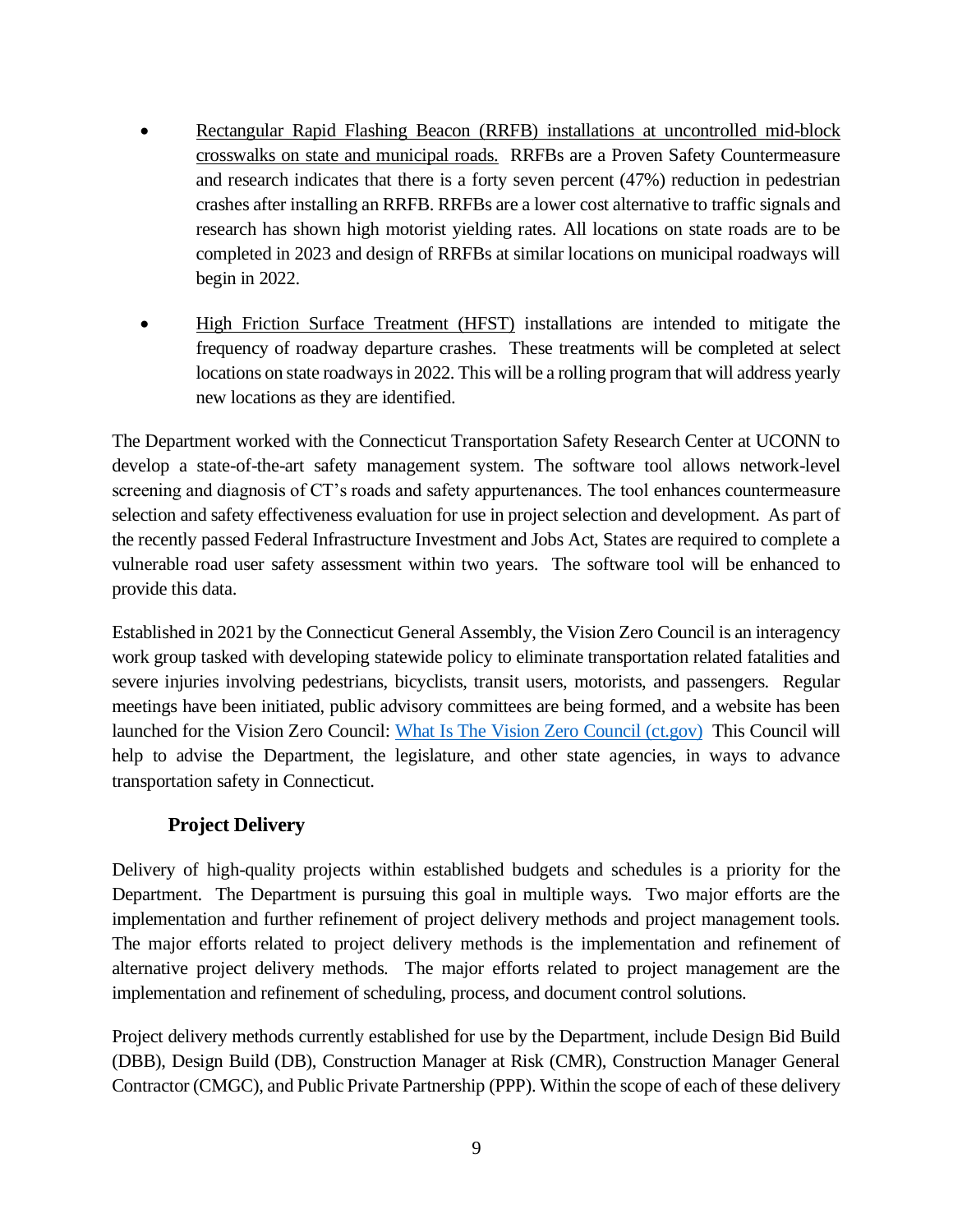- Rectangular Rapid Flashing Beacon (RRFB) installations at uncontrolled mid-block crosswalks on state and municipal roads. RRFBs are a Proven Safety Countermeasure and research indicates that there is a forty seven percent (47%) reduction in pedestrian crashes after installing an RRFB. RRFBs are a lower cost alternative to traffic signals and research has shown high motorist yielding rates. All locations on state roads are to be completed in 2023 and design of RRFBs at similar locations on municipal roadways will begin in 2022.

- High Friction Surface Treatment (HFST) installations are intended to mitigate the frequency of roadway departure crashes. These treatments will be completed at select locations on state roadways in 2022. This will be a rolling program that will address yearly new locations as they are identified.

The Department worked with the Connecticut Transportation Safety Research Center at UCONN to develop a state-of-the-art safety management system. The software tool allows network-level screening and diagnosis of CT's roads and safety appurtenances. The tool enhances countermeasure selection and safety effectiveness evaluation for use in project selection and development. As part of the recently passed Federal Infrastructure Investment and Jobs Act, States are required to complete a vulnerable road user safety assessment within two years. The software tool will be enhanced to provide this data.

Established in 2021 by the Connecticut General Assembly, the Vision Zero Council is an interagency work group tasked with developing statewide policy to eliminate transportation related fatalities and severe injuries involving pedestrians, bicyclists, transit users, motorists, and passengers. Regular meetings have been initiated, public advisory committees are being formed, and a website has been launched for the Vision Zero Council: What Is The Vision Zero Council (ct.gov) This Council will help to advise the Department, the legislature, and other state agencies, in ways to advance transportation safety in Connecticut.

### Project Delivery

Delivery of high-quality projects within established budgets and schedules is a priority for the Department. The Department is pursuing this goal in multiple ways. Two major efforts are the implementation and further refinement of project delivery methods and project management tools. The major efforts related to project delivery methods is the implementation and refinement of alternative project delivery methods. The major efforts related to project management are the implementation and refinement of scheduling, process, and document control solutions.

Project delivery methods currently established for use by the Department, include Design Bid Build (DBB), Design Build (DB), Construction Manager at Risk (CMR), Construction Manager General Contractor (CMGC), and Public Private Partnership (PPP). Within the scope of each of these delivery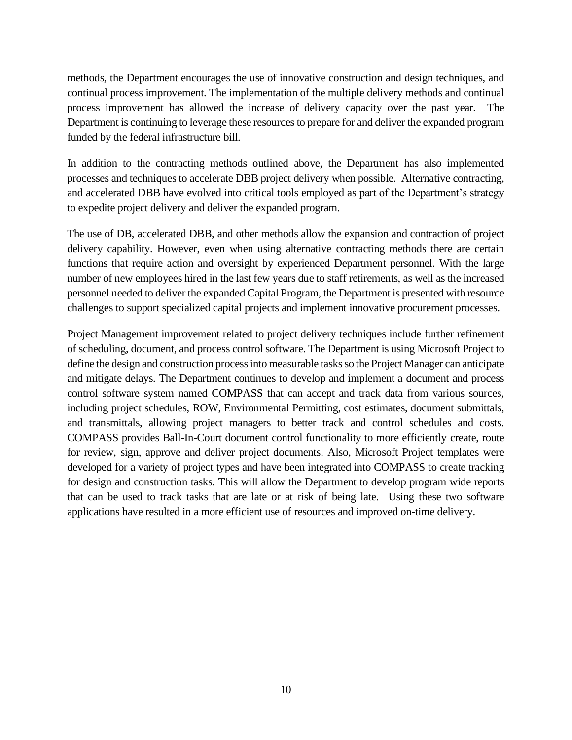methods, the Department encourages the use of innovative construction and design techniques, and continual process improvement. The implementation of the multiple delivery methods and continual process improvement has allowed the increase of delivery capacity over the past year. The Department is continuing to leverage these resources to prepare for and deliver the expanded program funded by the federal infrastructure bill.

In addition to the contracting methods outlined above, the Department has also implemented processes and techniques to accelerate DBB project delivery when possible. Alternative contracting, and accelerated DBB have evolved into critical tools employed as part of the Department's strategy to expedite project delivery and deliver the expanded program.

The use of DB, accelerated DBB, and other methods allow the expansion and contraction of project delivery capability. However, even when using alternative contracting methods there are certain functions that require action and oversight by experienced Department personnel. With the large number of new employees hired in the last few years due to staff retirements, as well as the increased personnel needed to deliver the expanded Capital Program, the Department is presented with resource challenges to support specialized capital projects and implement innovative procurement processes.

Project Management improvement related to project delivery techniques include further refinement of scheduling, document, and process control software. The Department is using Microsoft Project to define the design and construction process into measurable tasks so the Project Manager can anticipate and mitigate delays. The Department continues to develop and implement a document and process control software system named COMPASS that can accept and track data from various sources, including project schedules, ROW, Environmental Permitting, cost estimates, document submittals, and transmittals, allowing project managers to better track and control schedules and costs. COMPASS provides Ball-In-Court document control functionality to more efficiently create, route for review, sign, approve and deliver project documents. Also, Microsoft Project templates were developed for a variety of project types and have been integrated into COMPASS to create tracking for design and construction tasks. This will allow the Department to develop program wide reports that can be used to track tasks that are late or at risk of being late. Using these two software applications have resulted in a more efficient use of resources and improved on-time delivery.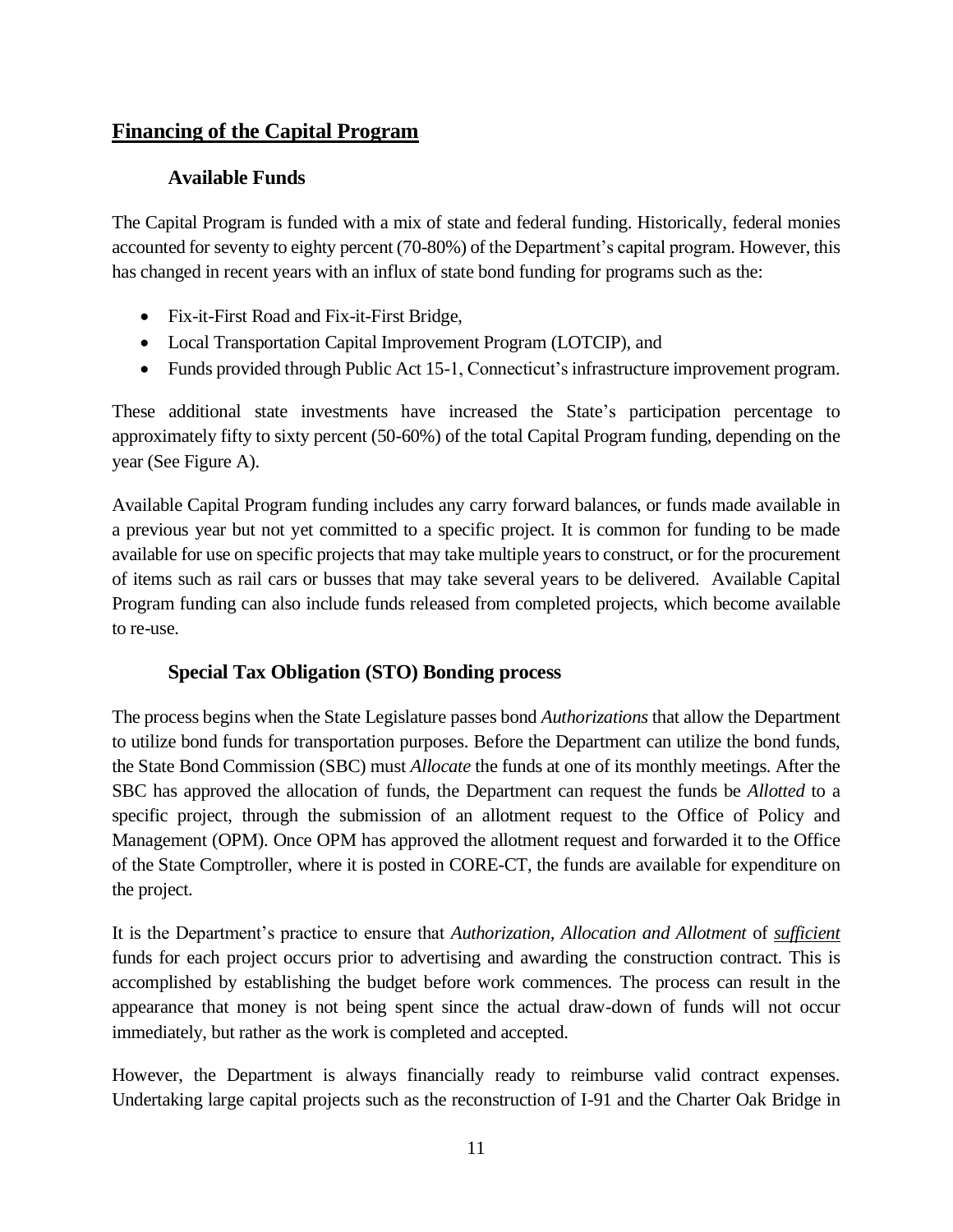## Financing of the Capital Program

### Available Funds

The Capital Program is funded with a mix of state and federal funding. Historically, federal monies accounted for seventy to eighty percent (70-80%) of the Department's capital program. However, this has changed in recent years with an influx of state bond funding for programs such as the:

- Fix-it-First Road and Fix-it-First Bridge,
- Local Transportation Capital Improvement Program (LOTCIP), and
- Funds provided through Public Act 15-1, Connecticut's infrastructure improvement program.

These additional state investments have increased the State's participation percentage to approximately fifty to sixty percent (50-60%) of the total Capital Program funding, depending on the year (See Figure A).

Available Capital Program funding includes any carry forward balances, or funds made available in a previous year but not yet committed to a specific project. It is common for funding to be made available for use on specific projects that may take multiple years to construct, or for the procurement of items such as rail cars or busses that may take several years to be delivered. Available Capital Program funding can also include funds released from completed projects, which become available to re-use.

### Special Tax Obligation (STO) Bonding process

The process begins when the State Legislature passes bond *Authorizations* that allow the Department to utilize bond funds for transportation purposes. Before the Department can utilize the bond funds, the State Bond Commission (SBC) must *Allocate* the funds at one of its monthly meetings. After the SBC has approved the allocation of funds, the Department can request the funds be *Allotted* to a specific project, through the submission of an allotment request to the Office of Policy and Management (OPM). Once OPM has approved the allotment request and forwarded it to the Office of the State Comptroller, where it is posted in CORE-CT, the funds are available for expenditure on the project.

It is the Department's practice to ensure that *Authorization, Allocation and Allotment* of ***sufficient*** funds for each project occurs prior to advertising and awarding the construction contract. This is accomplished by establishing the budget before work commences. The process can result in the appearance that money is not being spent since the actual draw-down of funds will not occur immediately, but rather as the work is completed and accepted.

However, the Department is always financially ready to reimburse valid contract expenses. Undertaking large capital projects such as the reconstruction of I-91 and the Charter Oak Bridge in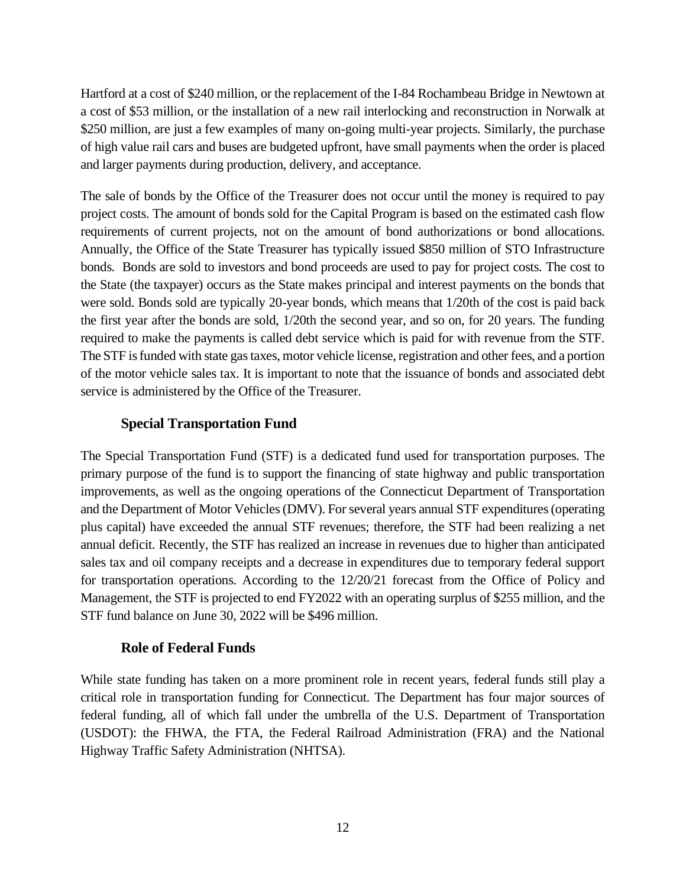Hartford at a cost of $240 million, or the replacement of the I-84 Rochambeau Bridge in Newtown at a cost of $53 million, or the installation of a new rail interlocking and reconstruction in Norwalk at $250 million, are just a few examples of many on-going multi-year projects. Similarly, the purchase of high value rail cars and buses are budgeted upfront, have small payments when the order is placed and larger payments during production, delivery, and acceptance.

The sale of bonds by the Office of the Treasurer does not occur until the money is required to pay project costs. The amount of bonds sold for the Capital Program is based on the estimated cash flow requirements of current projects, not on the amount of bond authorizations or bond allocations. Annually, the Office of the State Treasurer has typically issued $850 million of STO Infrastructure bonds. Bonds are sold to investors and bond proceeds are used to pay for project costs. The cost to the State (the taxpayer) occurs as the State makes principal and interest payments on the bonds that were sold. Bonds sold are typically 20-year bonds, which means that 1/20th of the cost is paid back the first year after the bonds are sold, 1/20th the second year, and so on, for 20 years. The funding required to make the payments is called debt service which is paid for with revenue from the STF. The STF is funded with state gas taxes, motor vehicle license, registration and other fees, and a portion of the motor vehicle sales tax. It is important to note that the issuance of bonds and associated debt service is administered by the Office of the Treasurer.

### Special Transportation Fund

The Special Transportation Fund (STF) is a dedicated fund used for transportation purposes. The primary purpose of the fund is to support the financing of state highway and public transportation improvements, as well as the ongoing operations of the Connecticut Department of Transportation and the Department of Motor Vehicles (DMV). For several years annual STF expenditures (operating plus capital) have exceeded the annual STF revenues; therefore, the STF had been realizing a net annual deficit. Recently, the STF has realized an increase in revenues due to higher than anticipated sales tax and oil company receipts and a decrease in expenditures due to temporary federal support for transportation operations. According to the 12/20/21 forecast from the Office of Policy and Management, the STF is projected to end FY2022 with an operating surplus of $255 million, and the STF fund balance on June 30, 2022 will be $496 million.

### Role of Federal Funds

While state funding has taken on a more prominent role in recent years, federal funds still play a critical role in transportation funding for Connecticut. The Department has four major sources of federal funding, all of which fall under the umbrella of the U.S. Department of Transportation (USDOT): the FHWA, the FTA, the Federal Railroad Administration (FRA) and the National Highway Traffic Safety Administration (NHTSA).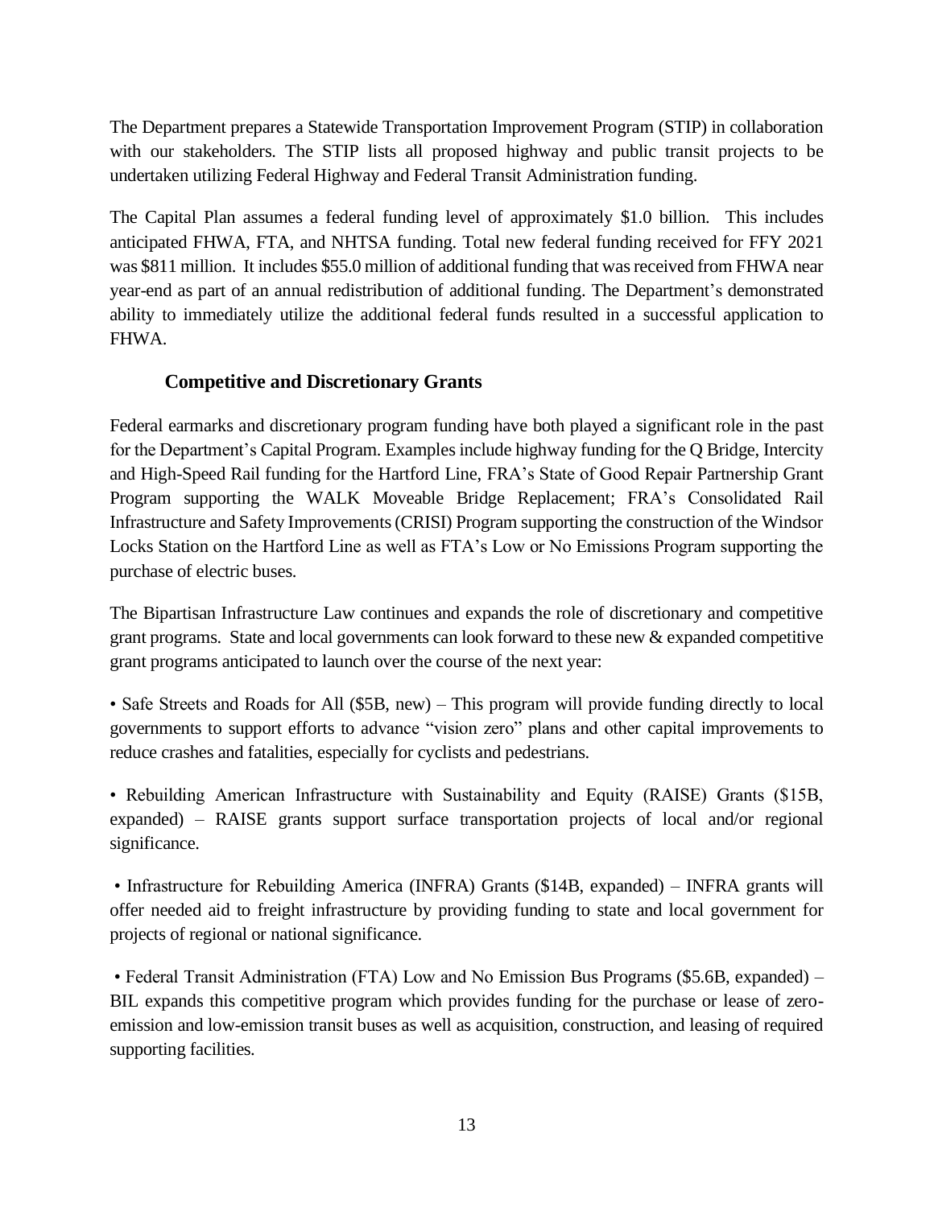The Department prepares a Statewide Transportation Improvement Program (STIP) in collaboration with our stakeholders. The STIP lists all proposed highway and public transit projects to be undertaken utilizing Federal Highway and Federal Transit Administration funding.

The Capital Plan assumes a federal funding level of approximately $1.0 billion. This includes anticipated FHWA, FTA, and NHTSA funding. Total new federal funding received for FFY 2021 was $811 million. It includes $55.0 million of additional funding that was received from FHWA near year-end as part of an annual redistribution of additional funding. The Department's demonstrated ability to immediately utilize the additional federal funds resulted in a successful application to FHWA.

### Competitive and Discretionary Grants

Federal earmarks and discretionary program funding have both played a significant role in the past for the Department's Capital Program. Examples include highway funding for the Q Bridge, Intercity and High-Speed Rail funding for the Hartford Line, FRA's State of Good Repair Partnership Grant Program supporting the WALK Moveable Bridge Replacement; FRA's Consolidated Rail Infrastructure and Safety Improvements (CRISI) Program supporting the construction of the Windsor Locks Station on the Hartford Line as well as FTA's Low or No Emissions Program supporting the purchase of electric buses.

The Bipartisan Infrastructure Law continues and expands the role of discretionary and competitive grant programs. State and local governments can look forward to these new & expanded competitive grant programs anticipated to launch over the course of the next year:

• Safe Streets and Roads for All ($5B, new) – This program will provide funding directly to local governments to support efforts to advance "vision zero" plans and other capital improvements to reduce crashes and fatalities, especially for cyclists and pedestrians.

• Rebuilding American Infrastructure with Sustainability and Equity (RAISE) Grants ($15B, expanded) – RAISE grants support surface transportation projects of local and/or regional significance.

• Infrastructure for Rebuilding America (INFRA) Grants ($14B, expanded) – INFRA grants will offer needed aid to freight infrastructure by providing funding to state and local government for projects of regional or national significance.

• Federal Transit Administration (FTA) Low and No Emission Bus Programs ($5.6B, expanded) – BIL expands this competitive program which provides funding for the purchase or lease of zero-emission and low-emission transit buses as well as acquisition, construction, and leasing of required supporting facilities.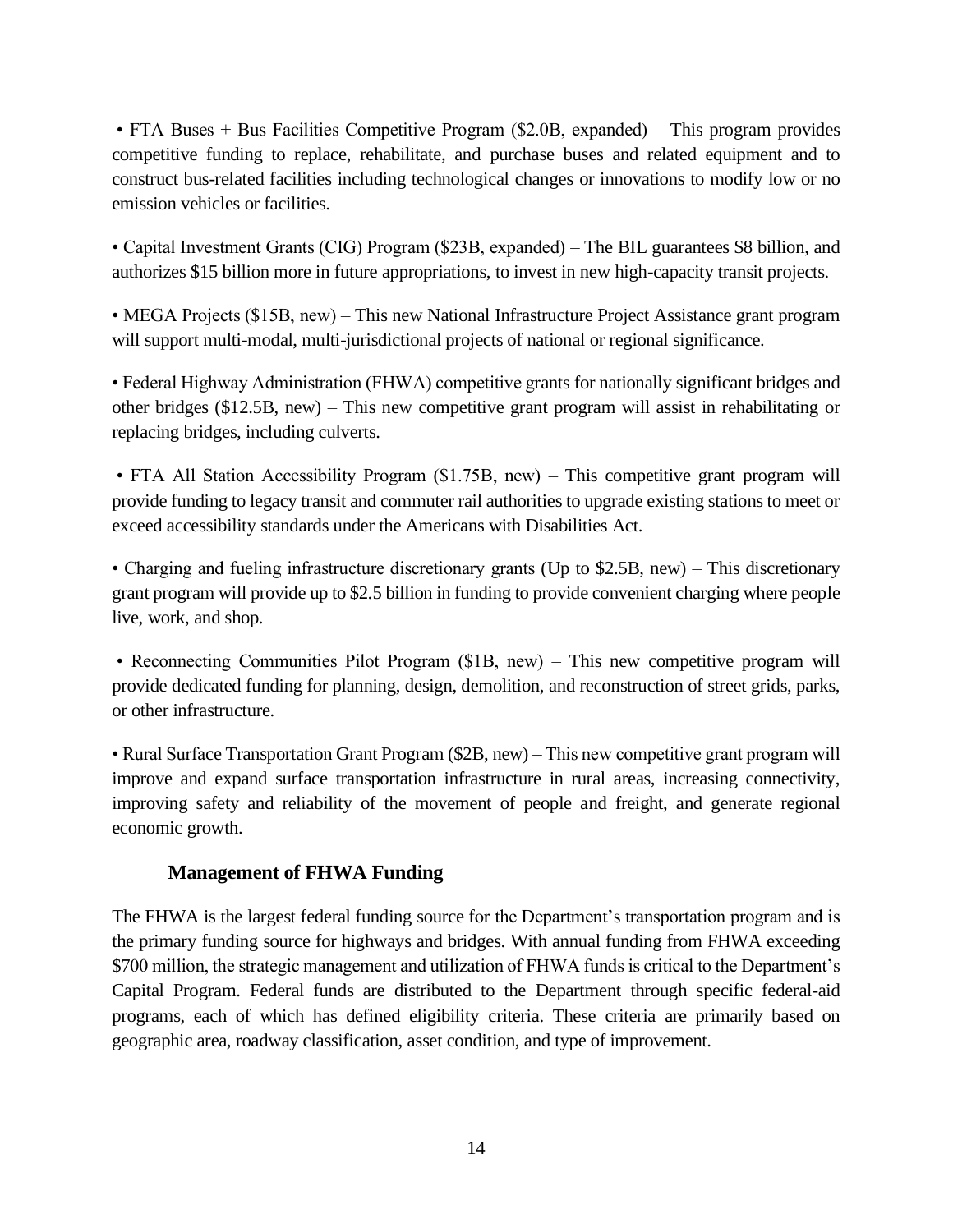• FTA Buses + Bus Facilities Competitive Program ($2.0B, expanded) – This program provides competitive funding to replace, rehabilitate, and purchase buses and related equipment and to construct bus-related facilities including technological changes or innovations to modify low or no emission vehicles or facilities.

• Capital Investment Grants (CIG) Program ($23B, expanded) – The BIL guarantees $8 billion, and authorizes $15 billion more in future appropriations, to invest in new high-capacity transit projects.

• MEGA Projects ($15B, new) – This new National Infrastructure Project Assistance grant program will support multi-modal, multi-jurisdictional projects of national or regional significance.

• Federal Highway Administration (FHWA) competitive grants for nationally significant bridges and other bridges ($12.5B, new) – This new competitive grant program will assist in rehabilitating or replacing bridges, including culverts.

• FTA All Station Accessibility Program ($1.75B, new) – This competitive grant program will provide funding to legacy transit and commuter rail authorities to upgrade existing stations to meet or exceed accessibility standards under the Americans with Disabilities Act.

• Charging and fueling infrastructure discretionary grants (Up to $2.5B, new) – This discretionary grant program will provide up to $2.5 billion in funding to provide convenient charging where people live, work, and shop.

• Reconnecting Communities Pilot Program ($1B, new) – This new competitive program will provide dedicated funding for planning, design, demolition, and reconstruction of street grids, parks, or other infrastructure.

• Rural Surface Transportation Grant Program ($2B, new) – This new competitive grant program will improve and expand surface transportation infrastructure in rural areas, increasing connectivity, improving safety and reliability of the movement of people and freight, and generate regional economic growth.

### Management of FHWA Funding

The FHWA is the largest federal funding source for the Department's transportation program and is the primary funding source for highways and bridges. With annual funding from FHWA exceeding $700 million, the strategic management and utilization of FHWA funds is critical to the Department's Capital Program. Federal funds are distributed to the Department through specific federal-aid programs, each of which has defined eligibility criteria. These criteria are primarily based on geographic area, roadway classification, asset condition, and type of improvement.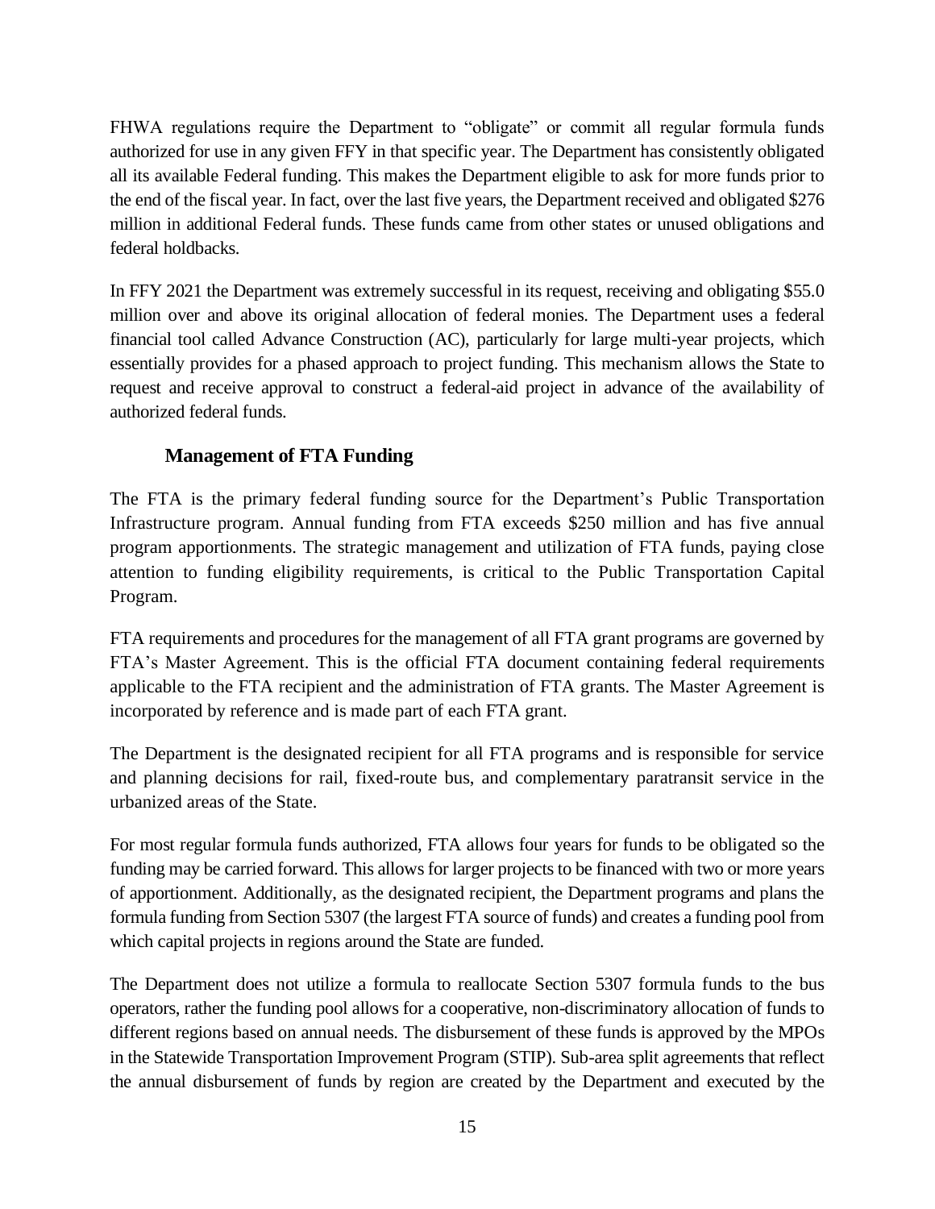FHWA regulations require the Department to "obligate" or commit all regular formula funds authorized for use in any given FFY in that specific year. The Department has consistently obligated all its available Federal funding. This makes the Department eligible to ask for more funds prior to the end of the fiscal year. In fact, over the last five years, the Department received and obligated $276 million in additional Federal funds. These funds came from other states or unused obligations and federal holdbacks.

In FFY 2021 the Department was extremely successful in its request, receiving and obligating $55.0 million over and above its original allocation of federal monies. The Department uses a federal financial tool called Advance Construction (AC), particularly for large multi-year projects, which essentially provides for a phased approach to project funding. This mechanism allows the State to request and receive approval to construct a federal-aid project in advance of the availability of authorized federal funds.

### Management of FTA Funding

The FTA is the primary federal funding source for the Department's Public Transportation Infrastructure program. Annual funding from FTA exceeds $250 million and has five annual program apportionments. The strategic management and utilization of FTA funds, paying close attention to funding eligibility requirements, is critical to the Public Transportation Capital Program.

FTA requirements and procedures for the management of all FTA grant programs are governed by FTA's Master Agreement. This is the official FTA document containing federal requirements applicable to the FTA recipient and the administration of FTA grants. The Master Agreement is incorporated by reference and is made part of each FTA grant.

The Department is the designated recipient for all FTA programs and is responsible for service and planning decisions for rail, fixed-route bus, and complementary paratransit service in the urbanized areas of the State.

For most regular formula funds authorized, FTA allows four years for funds to be obligated so the funding may be carried forward. This allows for larger projects to be financed with two or more years of apportionment. Additionally, as the designated recipient, the Department programs and plans the formula funding from Section 5307 (the largest FTA source of funds) and creates a funding pool from which capital projects in regions around the State are funded.

The Department does not utilize a formula to reallocate Section 5307 formula funds to the bus operators, rather the funding pool allows for a cooperative, non-discriminatory allocation of funds to different regions based on annual needs. The disbursement of these funds is approved by the MPOs in the Statewide Transportation Improvement Program (STIP). Sub-area split agreements that reflect the annual disbursement of funds by region are created by the Department and executed by the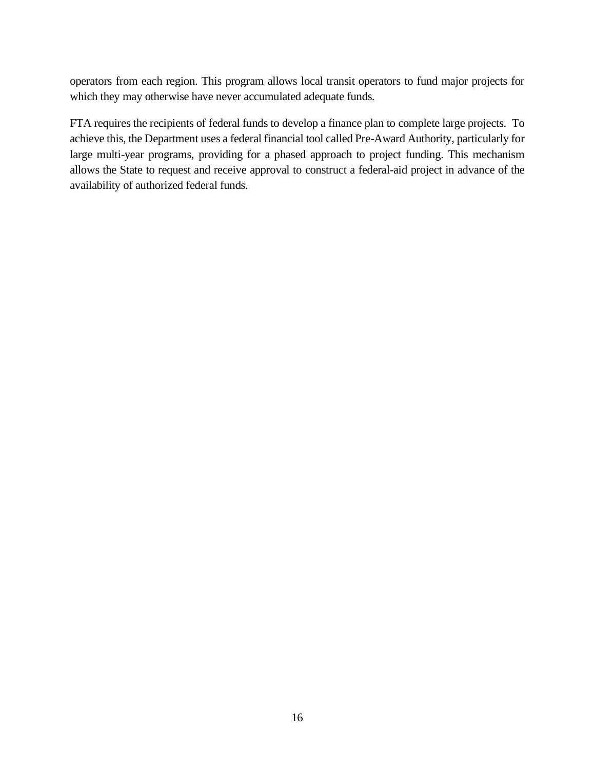operators from each region. This program allows local transit operators to fund major projects for which they may otherwise have never accumulated adequate funds.

FTA requires the recipients of federal funds to develop a finance plan to complete large projects. To achieve this, the Department uses a federal financial tool called Pre-Award Authority, particularly for large multi-year programs, providing for a phased approach to project funding. This mechanism allows the State to request and receive approval to construct a federal-aid project in advance of the availability of authorized federal funds.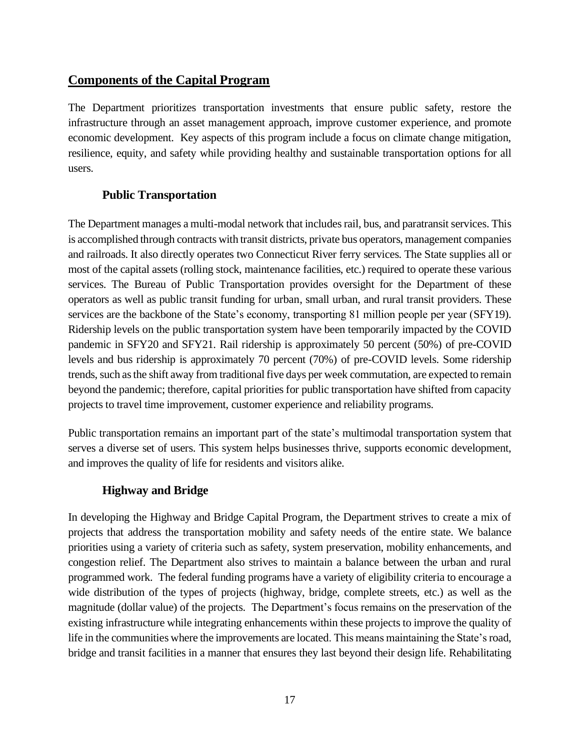## Components of the Capital Program

The Department prioritizes transportation investments that ensure public safety, restore the infrastructure through an asset management approach, improve customer experience, and promote economic development. Key aspects of this program include a focus on climate change mitigation, resilience, equity, and safety while providing healthy and sustainable transportation options for all users.

### Public Transportation

The Department manages a multi-modal network that includes rail, bus, and paratransit services. This is accomplished through contracts with transit districts, private bus operators, management companies and railroads. It also directly operates two Connecticut River ferry services. The State supplies all or most of the capital assets (rolling stock, maintenance facilities, etc.) required to operate these various services. The Bureau of Public Transportation provides oversight for the Department of these operators as well as public transit funding for urban, small urban, and rural transit providers. These services are the backbone of the State's economy, transporting 81 million people per year (SFY19). Ridership levels on the public transportation system have been temporarily impacted by the COVID pandemic in SFY20 and SFY21. Rail ridership is approximately 50 percent (50%) of pre-COVID levels and bus ridership is approximately 70 percent (70%) of pre-COVID levels. Some ridership trends, such as the shift away from traditional five days per week commutation, are expected to remain beyond the pandemic; therefore, capital priorities for public transportation have shifted from capacity projects to travel time improvement, customer experience and reliability programs.

Public transportation remains an important part of the state's multimodal transportation system that serves a diverse set of users. This system helps businesses thrive, supports economic development, and improves the quality of life for residents and visitors alike.

### Highway and Bridge

In developing the Highway and Bridge Capital Program, the Department strives to create a mix of projects that address the transportation mobility and safety needs of the entire state. We balance priorities using a variety of criteria such as safety, system preservation, mobility enhancements, and congestion relief. The Department also strives to maintain a balance between the urban and rural programmed work. The federal funding programs have a variety of eligibility criteria to encourage a wide distribution of the types of projects (highway, bridge, complete streets, etc.) as well as the magnitude (dollar value) of the projects. The Department's focus remains on the preservation of the existing infrastructure while integrating enhancements within these projects to improve the quality of life in the communities where the improvements are located. This means maintaining the State's road, bridge and transit facilities in a manner that ensures they last beyond their design life. Rehabilitating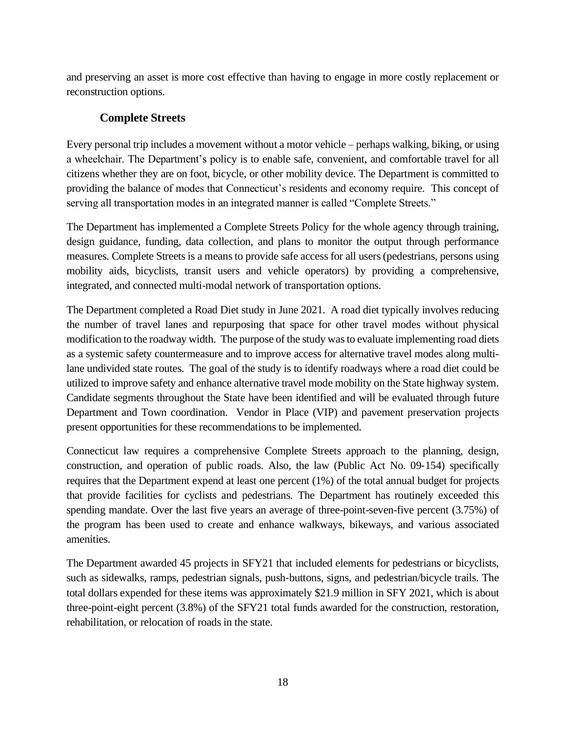and preserving an asset is more cost effective than having to engage in more costly replacement or reconstruction options.

### Complete Streets

Every personal trip includes a movement without a motor vehicle – perhaps walking, biking, or using a wheelchair. The Department's policy is to enable safe, convenient, and comfortable travel for all citizens whether they are on foot, bicycle, or other mobility device. The Department is committed to providing the balance of modes that Connecticut's residents and economy require. This concept of serving all transportation modes in an integrated manner is called "Complete Streets."

The Department has implemented a Complete Streets Policy for the whole agency through training, design guidance, funding, data collection, and plans to monitor the output through performance measures. Complete Streets is a means to provide safe access for all users (pedestrians, persons using mobility aids, bicyclists, transit users and vehicle operators) by providing a comprehensive, integrated, and connected multi-modal network of transportation options.

The Department completed a Road Diet study in June 2021. A road diet typically involves reducing the number of travel lanes and repurposing that space for other travel modes without physical modification to the roadway width. The purpose of the study was to evaluate implementing road diets as a systemic safety countermeasure and to improve access for alternative travel modes along multi-lane undivided state routes. The goal of the study is to identify roadways where a road diet could be utilized to improve safety and enhance alternative travel mode mobility on the State highway system. Candidate segments throughout the State have been identified and will be evaluated through future Department and Town coordination. Vendor in Place (VIP) and pavement preservation projects present opportunities for these recommendations to be implemented.

Connecticut law requires a comprehensive Complete Streets approach to the planning, design, construction, and operation of public roads. Also, the law (Public Act No. 09-154) specifically requires that the Department expend at least one percent (1%) of the total annual budget for projects that provide facilities for cyclists and pedestrians. The Department has routinely exceeded this spending mandate. Over the last five years an average of three-point-seven-five percent (3.75%) of the program has been used to create and enhance walkways, bikeways, and various associated amenities.

The Department awarded 45 projects in SFY21 that included elements for pedestrians or bicyclists, such as sidewalks, ramps, pedestrian signals, push-buttons, signs, and pedestrian/bicycle trails. The total dollars expended for these items was approximately $21.9 million in SFY 2021, which is about three-point-eight percent (3.8%) of the SFY21 total funds awarded for the construction, restoration, rehabilitation, or relocation of roads in the state.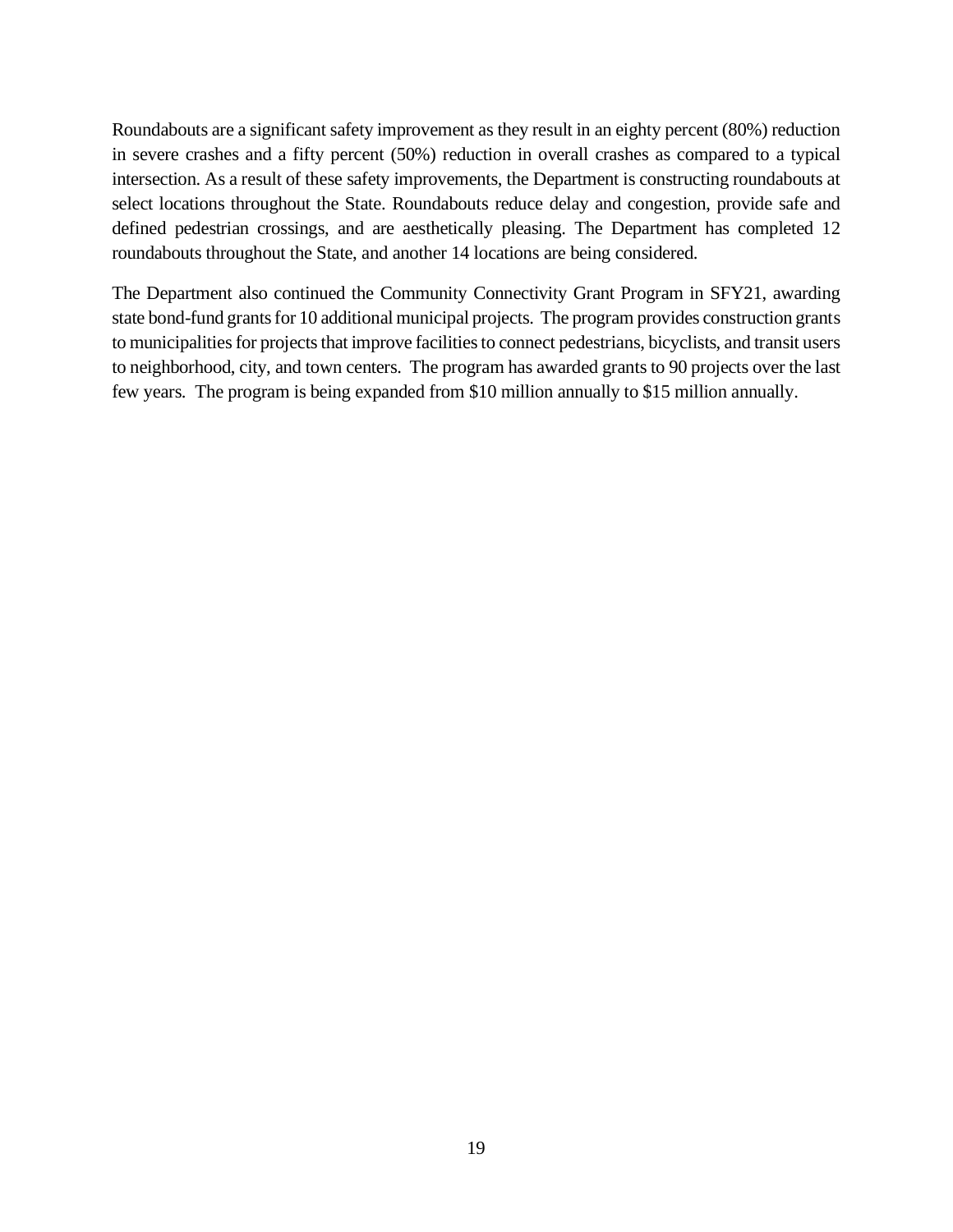Roundabouts are a significant safety improvement as they result in an eighty percent (80%) reduction in severe crashes and a fifty percent (50%) reduction in overall crashes as compared to a typical intersection. As a result of these safety improvements, the Department is constructing roundabouts at select locations throughout the State. Roundabouts reduce delay and congestion, provide safe and defined pedestrian crossings, and are aesthetically pleasing. The Department has completed 12 roundabouts throughout the State, and another 14 locations are being considered.

The Department also continued the Community Connectivity Grant Program in SFY21, awarding state bond-fund grants for 10 additional municipal projects. The program provides construction grants to municipalities for projects that improve facilities to connect pedestrians, bicyclists, and transit users to neighborhood, city, and town centers. The program has awarded grants to 90 projects over the last few years. The program is being expanded from $10 million annually to $15 million annually.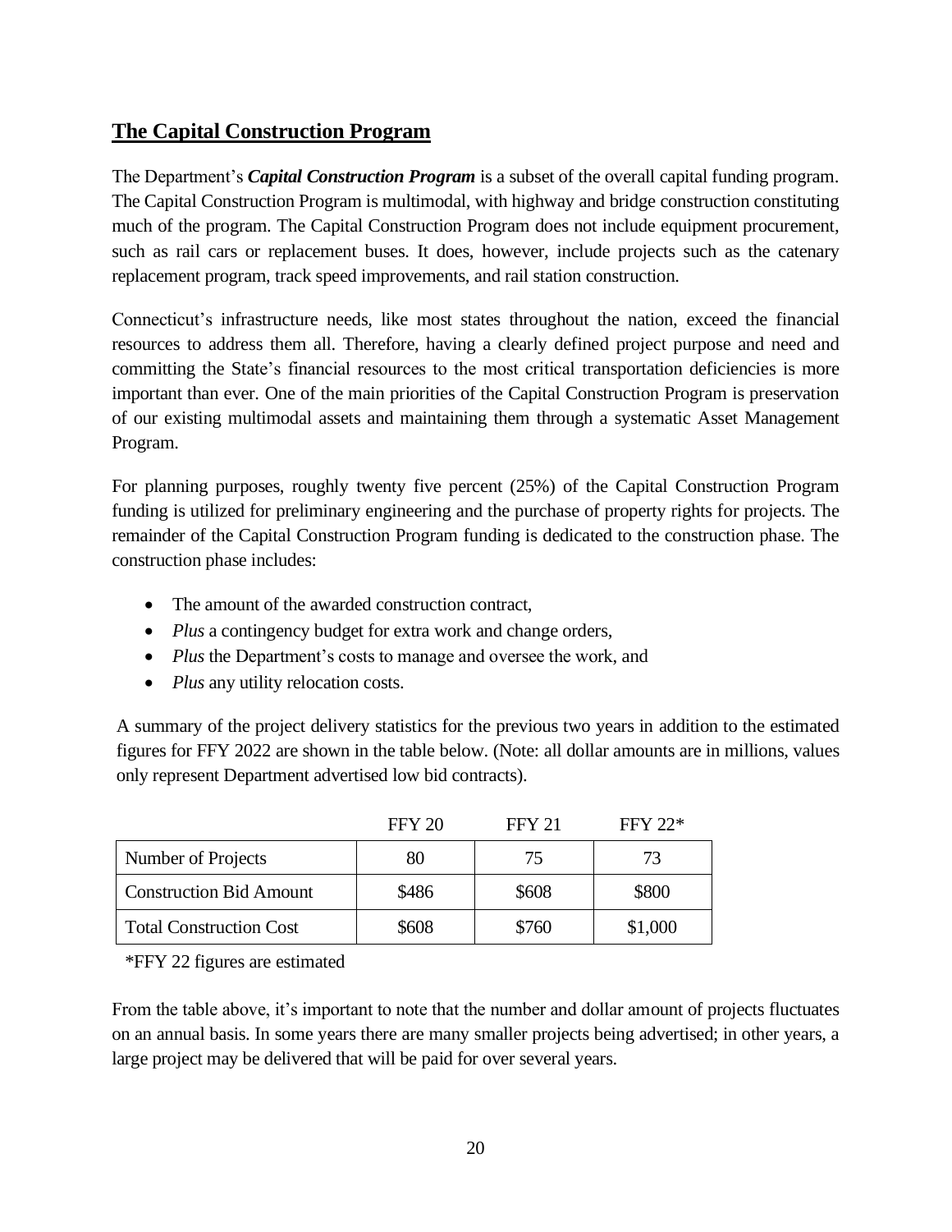## The Capital Construction Program

The Department's ***Capital Construction Program*** is a subset of the overall capital funding program. The Capital Construction Program is multimodal, with highway and bridge construction constituting much of the program. The Capital Construction Program does not include equipment procurement, such as rail cars or replacement buses. It does, however, include projects such as the catenary replacement program, track speed improvements, and rail station construction.

Connecticut's infrastructure needs, like most states throughout the nation, exceed the financial resources to address them all. Therefore, having a clearly defined project purpose and need and committing the State's financial resources to the most critical transportation deficiencies is more important than ever. One of the main priorities of the Capital Construction Program is preservation of our existing multimodal assets and maintaining them through a systematic Asset Management Program.

For planning purposes, roughly twenty five percent (25%) of the Capital Construction Program funding is utilized for preliminary engineering and the purchase of property rights for projects. The remainder of the Capital Construction Program funding is dedicated to the construction phase. The construction phase includes:

- The amount of the awarded construction contract,
- *Plus* a contingency budget for extra work and change orders,
- *Plus* the Department's costs to manage and oversee the work, and
- *Plus* any utility relocation costs.

A summary of the project delivery statistics for the previous two years in addition to the estimated figures for FFY 2022 are shown in the table below. (Note: all dollar amounts are in millions, values only represent Department advertised low bid contracts).

| | FFY 20 | FFY 21 | FFY 22* |
|---|---|---|---|
| Number of Projects | 80 | 75 | 73 |
| Construction Bid Amount | $486 | $608 | $800 |
| Total Construction Cost | $608 | $760 | $1,000 |

*FFY 22 figures are estimated

From the table above, it's important to note that the number and dollar amount of projects fluctuates on an annual basis. In some years there are many smaller projects being advertised; in other years, a large project may be delivered that will be paid for over several years.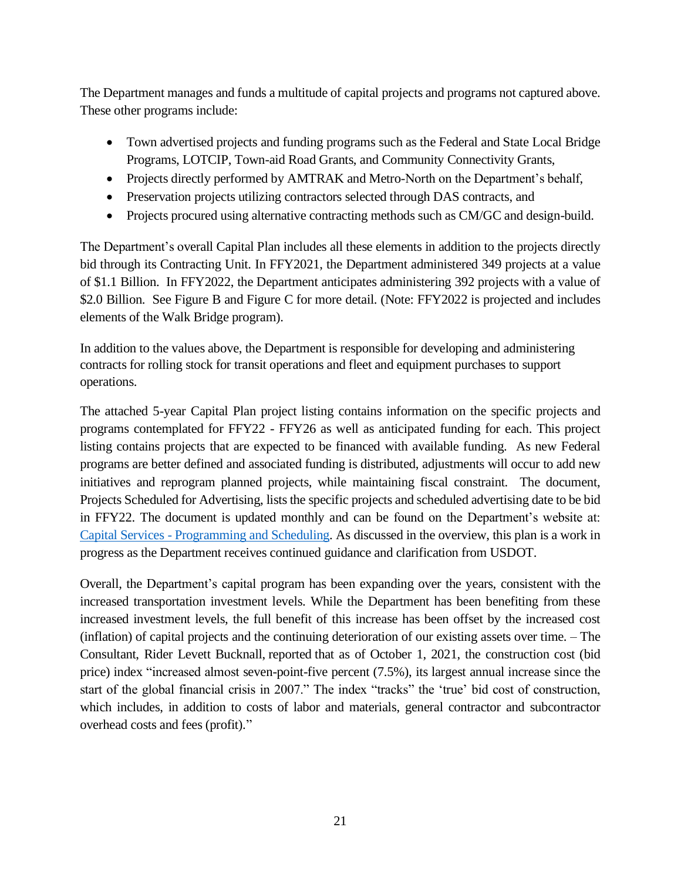The Department manages and funds a multitude of capital projects and programs not captured above. These other programs include:

- Town advertised projects and funding programs such as the Federal and State Local Bridge Programs, LOTCIP, Town-aid Road Grants, and Community Connectivity Grants,
- Projects directly performed by AMTRAK and Metro-North on the Department's behalf,
- Preservation projects utilizing contractors selected through DAS contracts, and
- Projects procured using alternative contracting methods such as CM/GC and design-build.

The Department's overall Capital Plan includes all these elements in addition to the projects directly bid through its Contracting Unit. In FFY2021, the Department administered 349 projects at a value of $1.1 Billion. In FFY2022, the Department anticipates administering 392 projects with a value of $2.0 Billion. See Figure B and Figure C for more detail. (Note: FFY2022 is projected and includes elements of the Walk Bridge program).

In addition to the values above, the Department is responsible for developing and administering contracts for rolling stock for transit operations and fleet and equipment purchases to support operations.

The attached 5-year Capital Plan project listing contains information on the specific projects and programs contemplated for FFY22 - FFY26 as well as anticipated funding for each. This project listing contains projects that are expected to be financed with available funding. As new Federal programs are better defined and associated funding is distributed, adjustments will occur to add new initiatives and reprogram planned projects, while maintaining fiscal constraint. The document, Projects Scheduled for Advertising, lists the specific projects and scheduled advertising date to be bid in FFY22. The document is updated monthly and can be found on the Department's website at: [Capital Services - Programming and Scheduling](). As discussed in the overview, this plan is a work in progress as the Department receives continued guidance and clarification from USDOT.

Overall, the Department's capital program has been expanding over the years, consistent with the increased transportation investment levels. While the Department has been benefiting from these increased investment levels, the full benefit of this increase has been offset by the increased cost (inflation) of capital projects and the continuing deterioration of our existing assets over time. – The Consultant, Rider Levett Bucknall, reported that as of October 1, 2021, the construction cost (bid price) index "increased almost seven-point-five percent (7.5%), its largest annual increase since the start of the global financial crisis in 2007." The index "tracks" the 'true' bid cost of construction, which includes, in addition to costs of labor and materials, general contractor and subcontractor overhead costs and fees (profit)."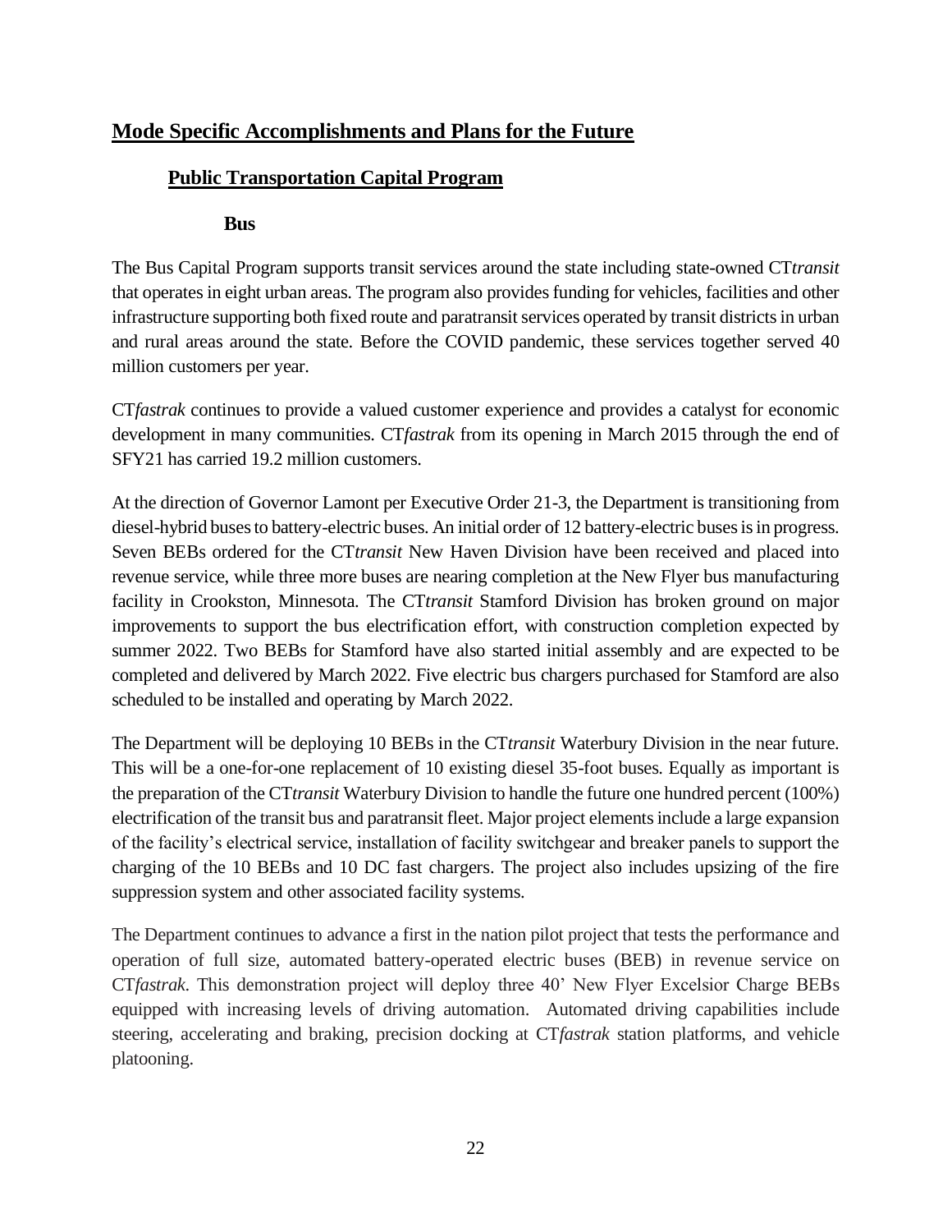## Mode Specific Accomplishments and Plans for the Future

### Public Transportation Capital Program

#### Bus

The Bus Capital Program supports transit services around the state including state-owned CT*transit* that operates in eight urban areas. The program also provides funding for vehicles, facilities and other infrastructure supporting both fixed route and paratransit services operated by transit districts in urban and rural areas around the state. Before the COVID pandemic, these services together served 40 million customers per year.

CT*fastrak* continues to provide a valued customer experience and provides a catalyst for economic development in many communities. CT*fastrak* from its opening in March 2015 through the end of SFY21 has carried 19.2 million customers.

At the direction of Governor Lamont per Executive Order 21-3, the Department is transitioning from diesel-hybrid buses to battery-electric buses. An initial order of 12 battery-electric buses is in progress. Seven BEBs ordered for the CT*transit* New Haven Division have been received and placed into revenue service, while three more buses are nearing completion at the New Flyer bus manufacturing facility in Crookston, Minnesota. The CT*transit* Stamford Division has broken ground on major improvements to support the bus electrification effort, with construction completion expected by summer 2022. Two BEBs for Stamford have also started initial assembly and are expected to be completed and delivered by March 2022. Five electric bus chargers purchased for Stamford are also scheduled to be installed and operating by March 2022.

The Department will be deploying 10 BEBs in the CT*transit* Waterbury Division in the near future. This will be a one-for-one replacement of 10 existing diesel 35-foot buses. Equally as important is the preparation of the CT*transit* Waterbury Division to handle the future one hundred percent (100%) electrification of the transit bus and paratransit fleet. Major project elements include a large expansion of the facility's electrical service, installation of facility switchgear and breaker panels to support the charging of the 10 BEBs and 10 DC fast chargers. The project also includes upsizing of the fire suppression system and other associated facility systems.

The Department continues to advance a first in the nation pilot project that tests the performance and operation of full size, automated battery-operated electric buses (BEB) in revenue service on CT*fastrak*. This demonstration project will deploy three 40' New Flyer Excelsior Charge BEBs equipped with increasing levels of driving automation. Automated driving capabilities include steering, accelerating and braking, precision docking at CT*fastrak* station platforms, and vehicle platooning.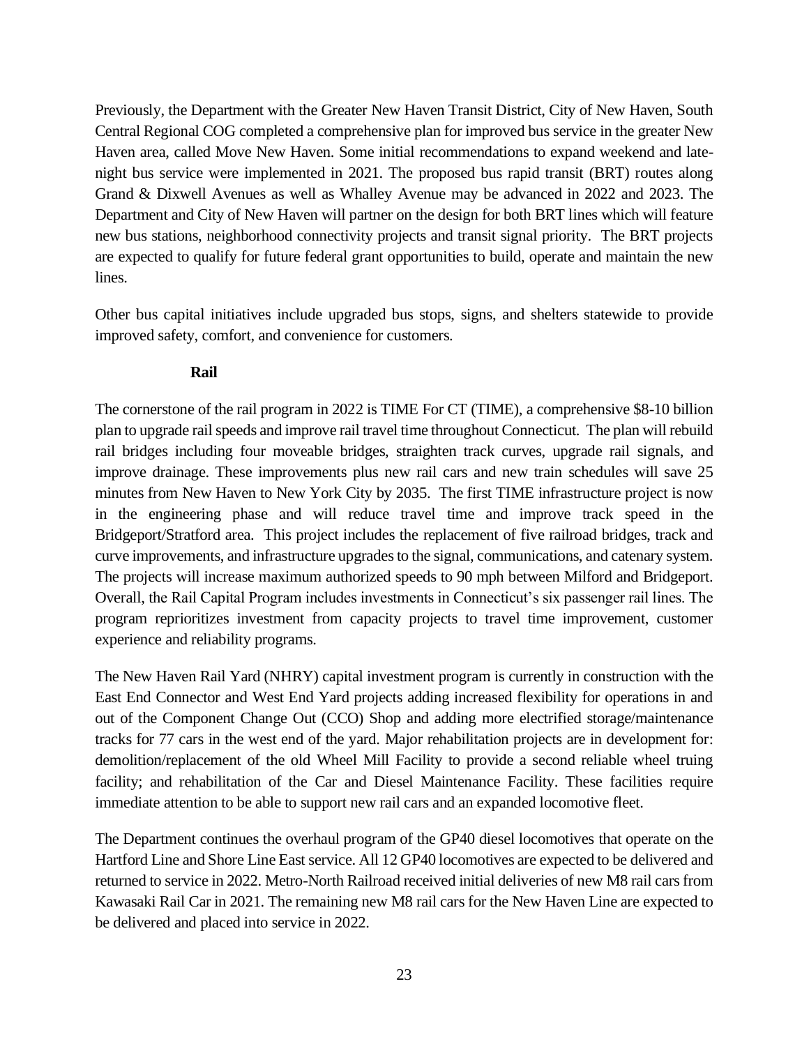Previously, the Department with the Greater New Haven Transit District, City of New Haven, South Central Regional COG completed a comprehensive plan for improved bus service in the greater New Haven area, called Move New Haven. Some initial recommendations to expand weekend and late-night bus service were implemented in 2021. The proposed bus rapid transit (BRT) routes along Grand & Dixwell Avenues as well as Whalley Avenue may be advanced in 2022 and 2023. The Department and City of New Haven will partner on the design for both BRT lines which will feature new bus stations, neighborhood connectivity projects and transit signal priority. The BRT projects are expected to qualify for future federal grant opportunities to build, operate and maintain the new lines.

Other bus capital initiatives include upgraded bus stops, signs, and shelters statewide to provide improved safety, comfort, and convenience for customers.

**Rail**

The cornerstone of the rail program in 2022 is TIME For CT (TIME), a comprehensive $8-10 billion plan to upgrade rail speeds and improve rail travel time throughout Connecticut. The plan will rebuild rail bridges including four moveable bridges, straighten track curves, upgrade rail signals, and improve drainage. These improvements plus new rail cars and new train schedules will save 25 minutes from New Haven to New York City by 2035. The first TIME infrastructure project is now in the engineering phase and will reduce travel time and improve track speed in the Bridgeport/Stratford area. This project includes the replacement of five railroad bridges, track and curve improvements, and infrastructure upgrades to the signal, communications, and catenary system. The projects will increase maximum authorized speeds to 90 mph between Milford and Bridgeport. Overall, the Rail Capital Program includes investments in Connecticut's six passenger rail lines. The program reprioritizes investment from capacity projects to travel time improvement, customer experience and reliability programs.

The New Haven Rail Yard (NHRY) capital investment program is currently in construction with the East End Connector and West End Yard projects adding increased flexibility for operations in and out of the Component Change Out (CCO) Shop and adding more electrified storage/maintenance tracks for 77 cars in the west end of the yard. Major rehabilitation projects are in development for: demolition/replacement of the old Wheel Mill Facility to provide a second reliable wheel truing facility; and rehabilitation of the Car and Diesel Maintenance Facility. These facilities require immediate attention to be able to support new rail cars and an expanded locomotive fleet.

The Department continues the overhaul program of the GP40 diesel locomotives that operate on the Hartford Line and Shore Line East service. All 12 GP40 locomotives are expected to be delivered and returned to service in 2022. Metro-North Railroad received initial deliveries of new M8 rail cars from Kawasaki Rail Car in 2021. The remaining new M8 rail cars for the New Haven Line are expected to be delivered and placed into service in 2022.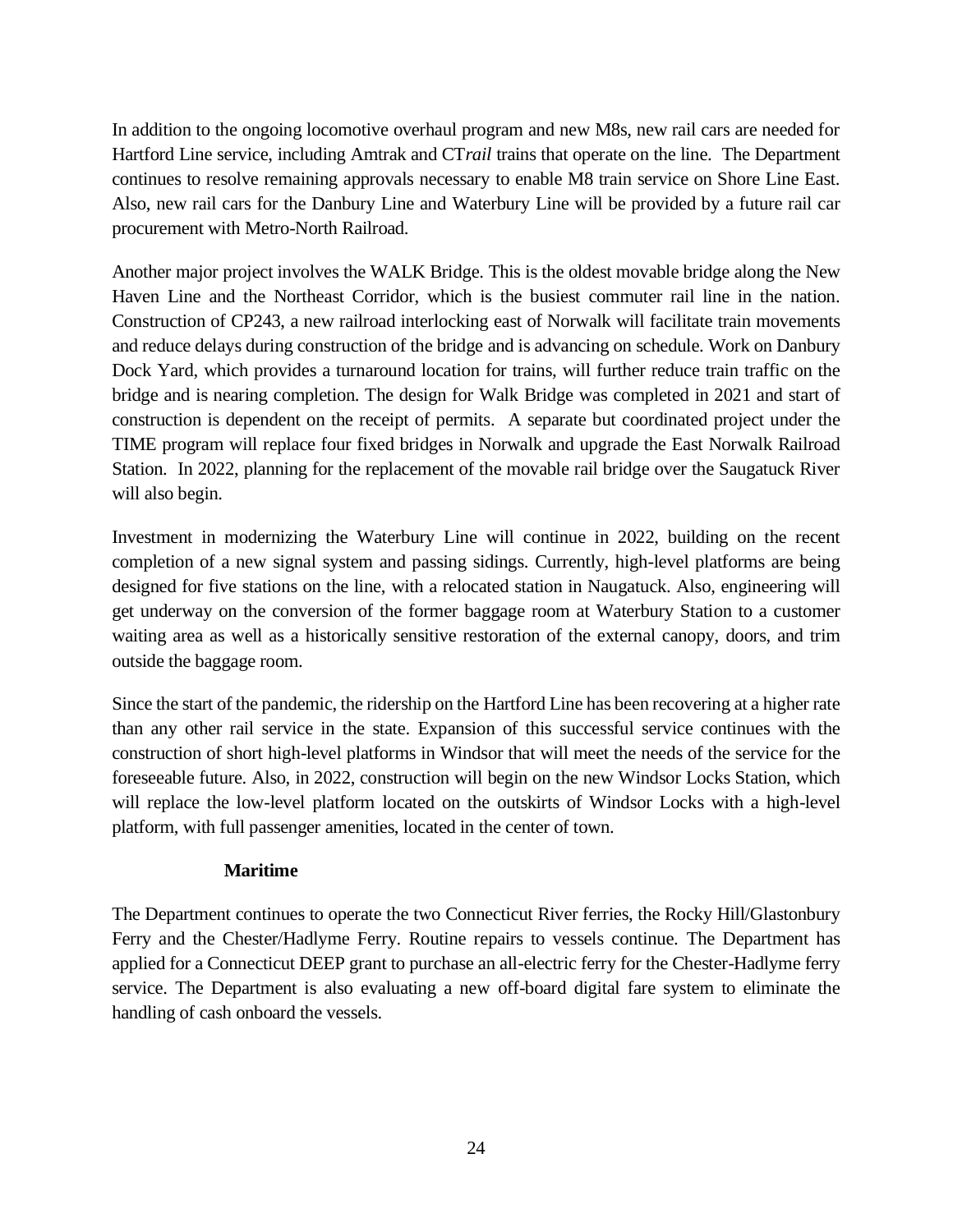In addition to the ongoing locomotive overhaul program and new M8s, new rail cars are needed for Hartford Line service, including Amtrak and CT*rail* trains that operate on the line. The Department continues to resolve remaining approvals necessary to enable M8 train service on Shore Line East. Also, new rail cars for the Danbury Line and Waterbury Line will be provided by a future rail car procurement with Metro-North Railroad.

Another major project involves the WALK Bridge. This is the oldest movable bridge along the New Haven Line and the Northeast Corridor, which is the busiest commuter rail line in the nation. Construction of CP243, a new railroad interlocking east of Norwalk will facilitate train movements and reduce delays during construction of the bridge and is advancing on schedule. Work on Danbury Dock Yard, which provides a turnaround location for trains, will further reduce train traffic on the bridge and is nearing completion. The design for Walk Bridge was completed in 2021 and start of construction is dependent on the receipt of permits. A separate but coordinated project under the TIME program will replace four fixed bridges in Norwalk and upgrade the East Norwalk Railroad Station. In 2022, planning for the replacement of the movable rail bridge over the Saugatuck River will also begin.

Investment in modernizing the Waterbury Line will continue in 2022, building on the recent completion of a new signal system and passing sidings. Currently, high-level platforms are being designed for five stations on the line, with a relocated station in Naugatuck. Also, engineering will get underway on the conversion of the former baggage room at Waterbury Station to a customer waiting area as well as a historically sensitive restoration of the external canopy, doors, and trim outside the baggage room.

Since the start of the pandemic, the ridership on the Hartford Line has been recovering at a higher rate than any other rail service in the state. Expansion of this successful service continues with the construction of short high-level platforms in Windsor that will meet the needs of the service for the foreseeable future. Also, in 2022, construction will begin on the new Windsor Locks Station, which will replace the low-level platform located on the outskirts of Windsor Locks with a high-level platform, with full passenger amenities, located in the center of town.

**Maritime**

The Department continues to operate the two Connecticut River ferries, the Rocky Hill/Glastonbury Ferry and the Chester/Hadlyme Ferry. Routine repairs to vessels continue. The Department has applied for a Connecticut DEEP grant to purchase an all-electric ferry for the Chester-Hadlyme ferry service. The Department is also evaluating a new off-board digital fare system to eliminate the handling of cash onboard the vessels.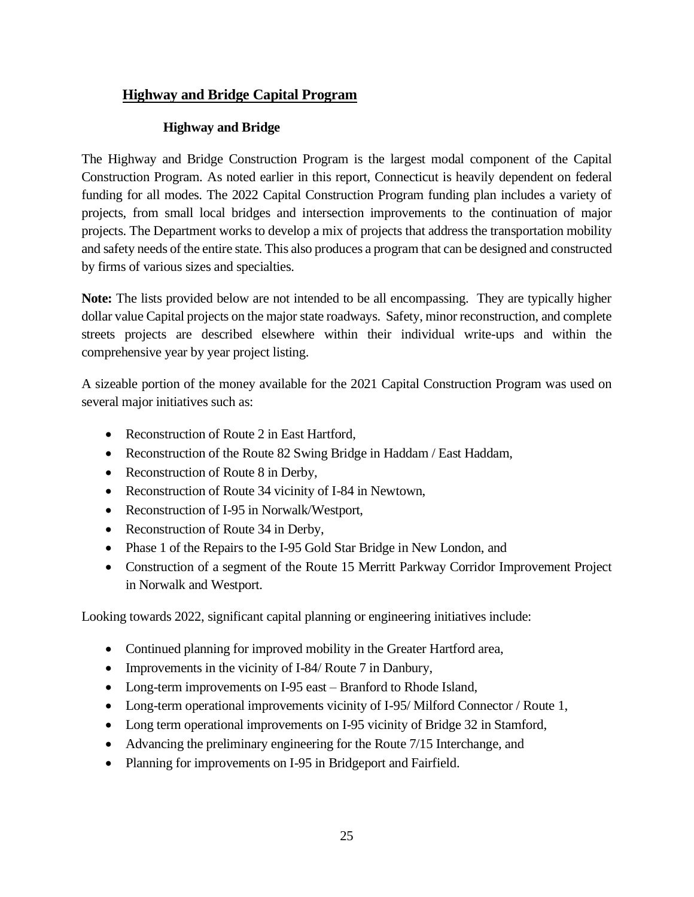## Highway and Bridge Capital Program

### Highway and Bridge

The Highway and Bridge Construction Program is the largest modal component of the Capital Construction Program. As noted earlier in this report, Connecticut is heavily dependent on federal funding for all modes. The 2022 Capital Construction Program funding plan includes a variety of projects, from small local bridges and intersection improvements to the continuation of major projects. The Department works to develop a mix of projects that address the transportation mobility and safety needs of the entire state. This also produces a program that can be designed and constructed by firms of various sizes and specialties.

**Note:** The lists provided below are not intended to be all encompassing. They are typically higher dollar value Capital projects on the major state roadways. Safety, minor reconstruction, and complete streets projects are described elsewhere within their individual write-ups and within the comprehensive year by year project listing.

A sizeable portion of the money available for the 2021 Capital Construction Program was used on several major initiatives such as:

- Reconstruction of Route 2 in East Hartford,
- Reconstruction of the Route 82 Swing Bridge in Haddam / East Haddam,
- Reconstruction of Route 8 in Derby,
- Reconstruction of Route 34 vicinity of I-84 in Newtown,
- Reconstruction of I-95 in Norwalk/Westport,
- Reconstruction of Route 34 in Derby,
- Phase 1 of the Repairs to the I-95 Gold Star Bridge in New London, and
- Construction of a segment of the Route 15 Merritt Parkway Corridor Improvement Project in Norwalk and Westport.

Looking towards 2022, significant capital planning or engineering initiatives include:

- Continued planning for improved mobility in the Greater Hartford area,
- Improvements in the vicinity of I-84/ Route 7 in Danbury,
- Long-term improvements on I-95 east – Branford to Rhode Island,
- Long-term operational improvements vicinity of I-95/ Milford Connector / Route 1,
- Long term operational improvements on I-95 vicinity of Bridge 32 in Stamford,
- Advancing the preliminary engineering for the Route 7/15 Interchange, and
- Planning for improvements on I-95 in Bridgeport and Fairfield.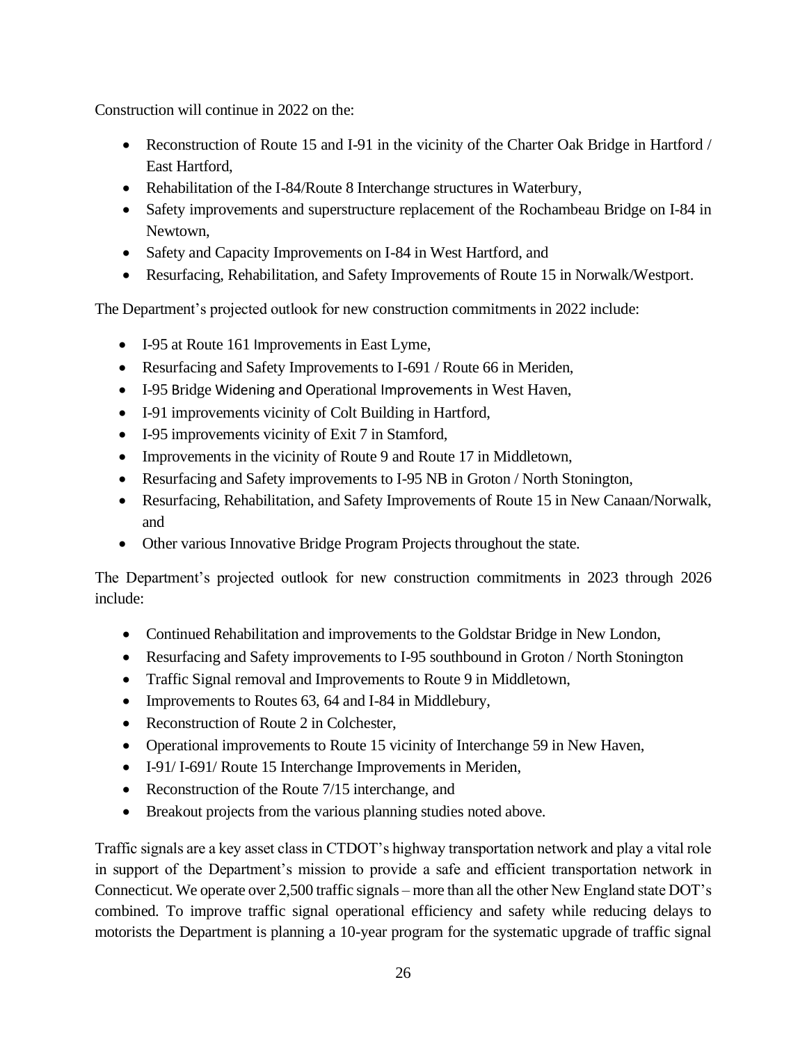Construction will continue in 2022 on the:

- Reconstruction of Route 15 and I-91 in the vicinity of the Charter Oak Bridge in Hartford / East Hartford,
- Rehabilitation of the I-84/Route 8 Interchange structures in Waterbury,
- Safety improvements and superstructure replacement of the Rochambeau Bridge on I-84 in Newtown,
- Safety and Capacity Improvements on I-84 in West Hartford, and
- Resurfacing, Rehabilitation, and Safety Improvements of Route 15 in Norwalk/Westport.

The Department's projected outlook for new construction commitments in 2022 include:

- I-95 at Route 161 Improvements in East Lyme,
- Resurfacing and Safety Improvements to I-691 / Route 66 in Meriden,
- I-95 Bridge Widening and Operational Improvements in West Haven,
- I-91 improvements vicinity of Colt Building in Hartford,
- I-95 improvements vicinity of Exit 7 in Stamford,
- Improvements in the vicinity of Route 9 and Route 17 in Middletown,
- Resurfacing and Safety improvements to I-95 NB in Groton / North Stonington,
- Resurfacing, Rehabilitation, and Safety Improvements of Route 15 in New Canaan/Norwalk, and
- Other various Innovative Bridge Program Projects throughout the state.

The Department's projected outlook for new construction commitments in 2023 through 2026 include:

- Continued Rehabilitation and improvements to the Goldstar Bridge in New London,
- Resurfacing and Safety improvements to I-95 southbound in Groton / North Stonington
- Traffic Signal removal and Improvements to Route 9 in Middletown,
- Improvements to Routes 63, 64 and I-84 in Middlebury,
- Reconstruction of Route 2 in Colchester,
- Operational improvements to Route 15 vicinity of Interchange 59 in New Haven,
- I-91/ I-691/ Route 15 Interchange Improvements in Meriden,
- Reconstruction of the Route 7/15 interchange, and
- Breakout projects from the various planning studies noted above.

Traffic signals are a key asset class in CTDOT's highway transportation network and play a vital role in support of the Department's mission to provide a safe and efficient transportation network in Connecticut. We operate over 2,500 traffic signals – more than all the other New England state DOT's combined. To improve traffic signal operational efficiency and safety while reducing delays to motorists the Department is planning a 10-year program for the systematic upgrade of traffic signal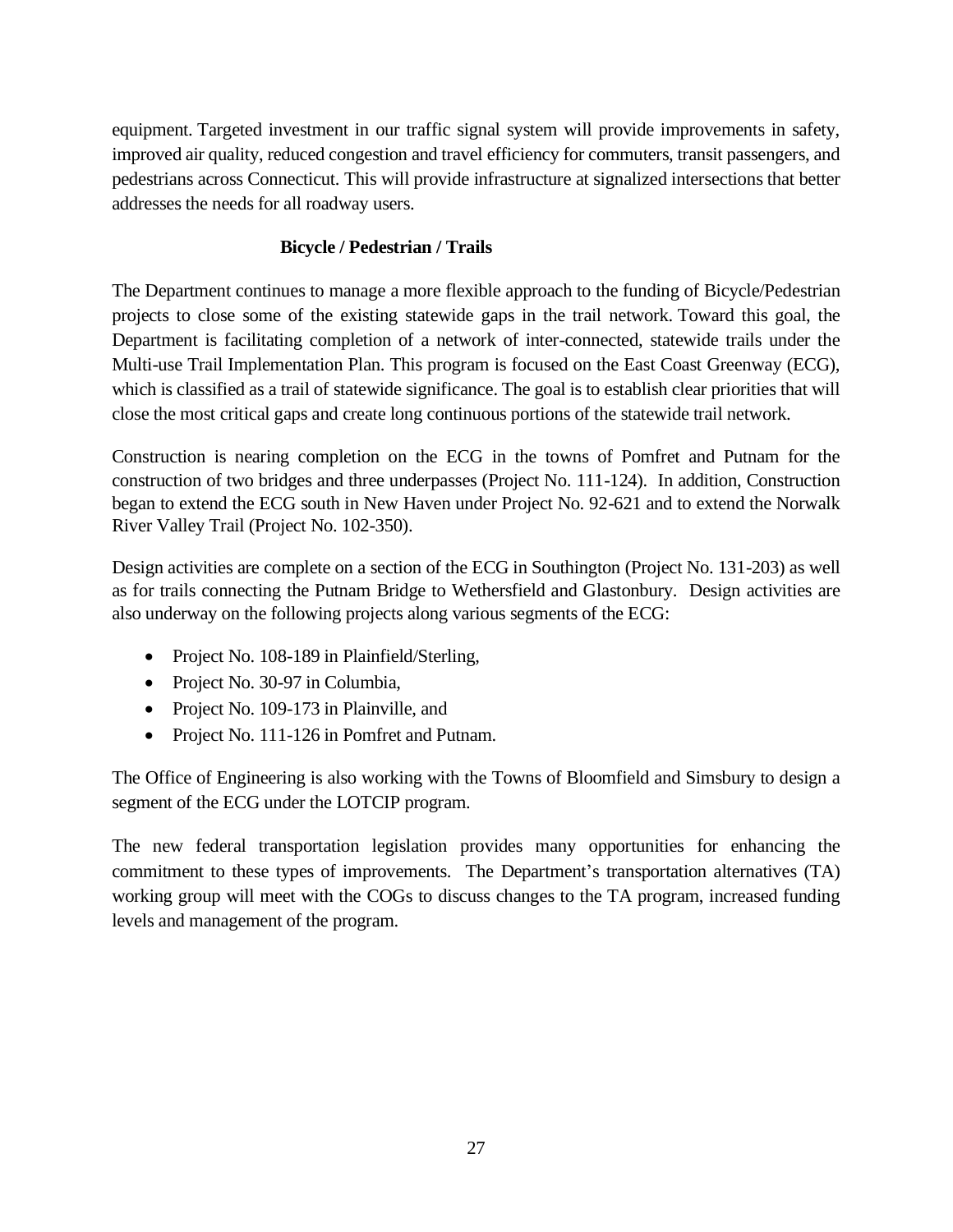equipment. Targeted investment in our traffic signal system will provide improvements in safety, improved air quality, reduced congestion and travel efficiency for commuters, transit passengers, and pedestrians across Connecticut. This will provide infrastructure at signalized intersections that better addresses the needs for all roadway users.

### Bicycle / Pedestrian / Trails

The Department continues to manage a more flexible approach to the funding of Bicycle/Pedestrian projects to close some of the existing statewide gaps in the trail network. Toward this goal, the Department is facilitating completion of a network of inter-connected, statewide trails under the Multi-use Trail Implementation Plan. This program is focused on the East Coast Greenway (ECG), which is classified as a trail of statewide significance. The goal is to establish clear priorities that will close the most critical gaps and create long continuous portions of the statewide trail network.

Construction is nearing completion on the ECG in the towns of Pomfret and Putnam for the construction of two bridges and three underpasses (Project No. 111-124). In addition, Construction began to extend the ECG south in New Haven under Project No. 92-621 and to extend the Norwalk River Valley Trail (Project No. 102-350).

Design activities are complete on a section of the ECG in Southington (Project No. 131-203) as well as for trails connecting the Putnam Bridge to Wethersfield and Glastonbury. Design activities are also underway on the following projects along various segments of the ECG:

- Project No. 108-189 in Plainfield/Sterling,
- Project No. 30-97 in Columbia,
- Project No. 109-173 in Plainville, and
- Project No. 111-126 in Pomfret and Putnam.

The Office of Engineering is also working with the Towns of Bloomfield and Simsbury to design a segment of the ECG under the LOTCIP program.

The new federal transportation legislation provides many opportunities for enhancing the commitment to these types of improvements. The Department's transportation alternatives (TA) working group will meet with the COGs to discuss changes to the TA program, increased funding levels and management of the program.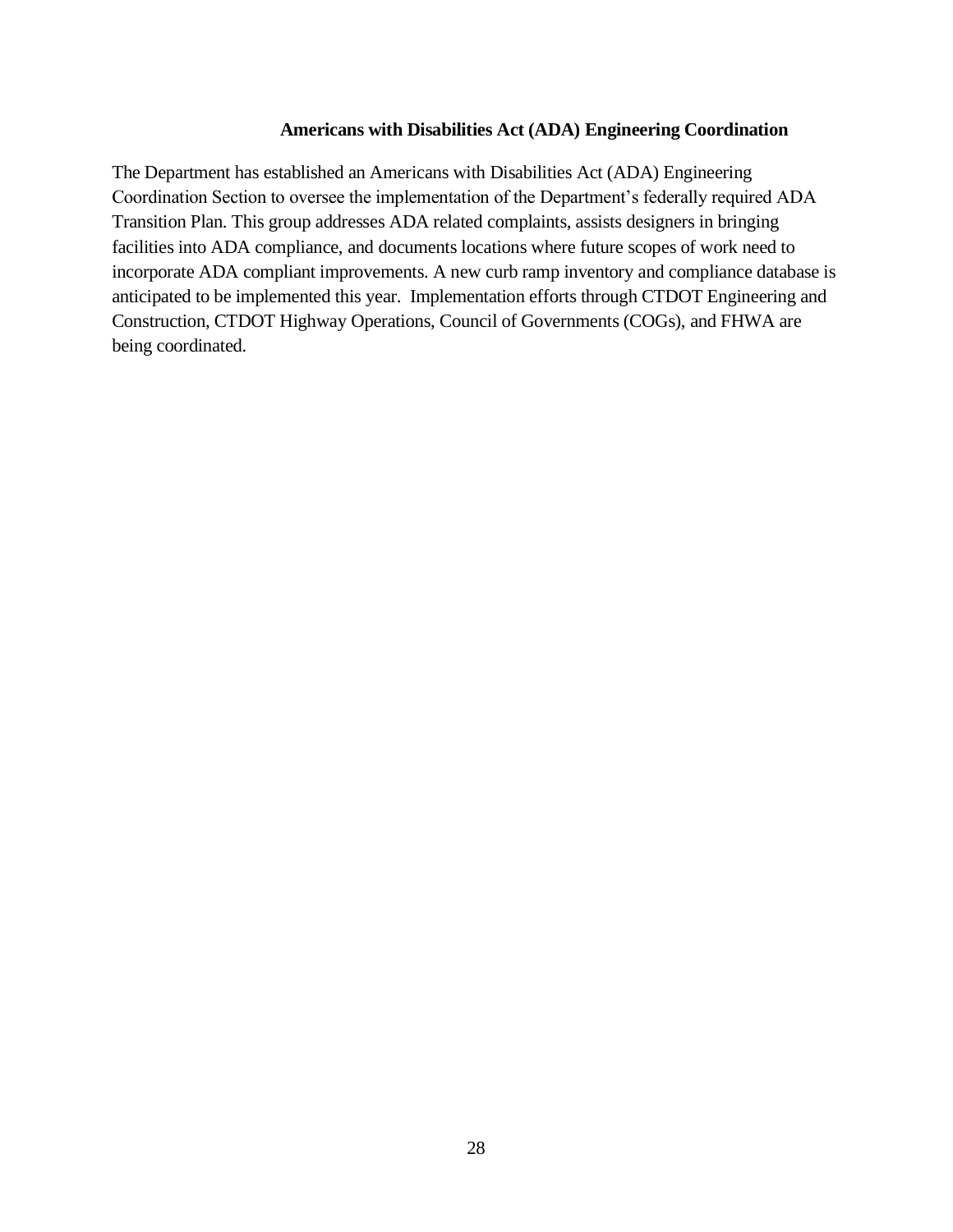### Americans with Disabilities Act (ADA) Engineering Coordination

The Department has established an Americans with Disabilities Act (ADA) Engineering Coordination Section to oversee the implementation of the Department's federally required ADA Transition Plan. This group addresses ADA related complaints, assists designers in bringing facilities into ADA compliance, and documents locations where future scopes of work need to incorporate ADA compliant improvements. A new curb ramp inventory and compliance database is anticipated to be implemented this year. Implementation efforts through CTDOT Engineering and Construction, CTDOT Highway Operations, Council of Governments (COGs), and FHWA are being coordinated.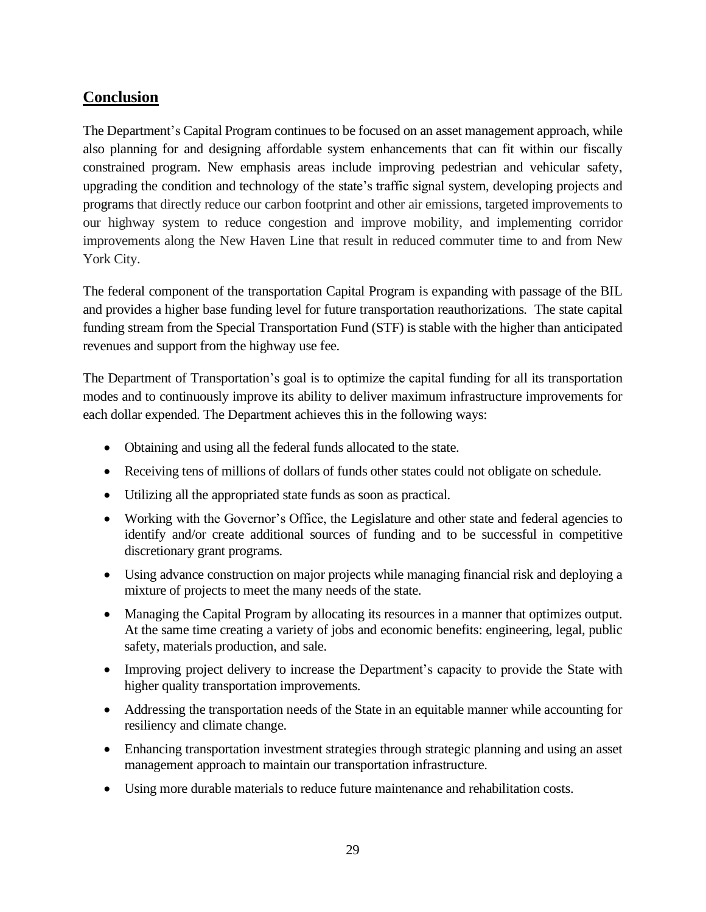## Conclusion

The Department's Capital Program continues to be focused on an asset management approach, while also planning for and designing affordable system enhancements that can fit within our fiscally constrained program. New emphasis areas include improving pedestrian and vehicular safety, upgrading the condition and technology of the state's traffic signal system, developing projects and programs that directly reduce our carbon footprint and other air emissions, targeted improvements to our highway system to reduce congestion and improve mobility, and implementing corridor improvements along the New Haven Line that result in reduced commuter time to and from New York City.

The federal component of the transportation Capital Program is expanding with passage of the BIL and provides a higher base funding level for future transportation reauthorizations. The state capital funding stream from the Special Transportation Fund (STF) is stable with the higher than anticipated revenues and support from the highway use fee.

The Department of Transportation's goal is to optimize the capital funding for all its transportation modes and to continuously improve its ability to deliver maximum infrastructure improvements for each dollar expended. The Department achieves this in the following ways:

- Obtaining and using all the federal funds allocated to the state.
- Receiving tens of millions of dollars of funds other states could not obligate on schedule.
- Utilizing all the appropriated state funds as soon as practical.
- Working with the Governor's Office, the Legislature and other state and federal agencies to identify and/or create additional sources of funding and to be successful in competitive discretionary grant programs.
- Using advance construction on major projects while managing financial risk and deploying a mixture of projects to meet the many needs of the state.
- Managing the Capital Program by allocating its resources in a manner that optimizes output. At the same time creating a variety of jobs and economic benefits: engineering, legal, public safety, materials production, and sale.
- Improving project delivery to increase the Department's capacity to provide the State with higher quality transportation improvements.
- Addressing the transportation needs of the State in an equitable manner while accounting for resiliency and climate change.
- Enhancing transportation investment strategies through strategic planning and using an asset management approach to maintain our transportation infrastructure.
- Using more durable materials to reduce future maintenance and rehabilitation costs.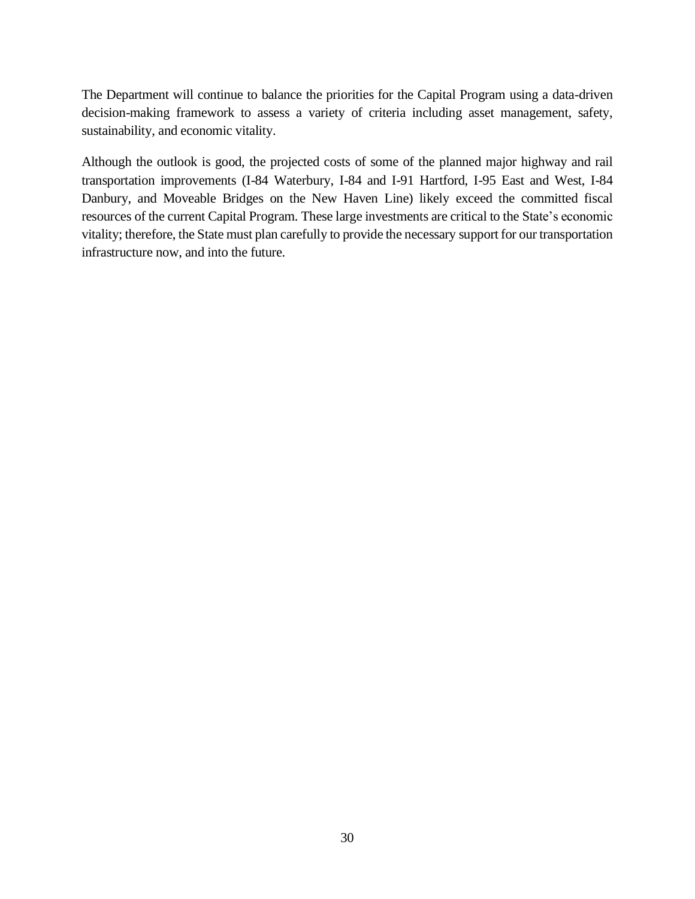The Department will continue to balance the priorities for the Capital Program using a data-driven decision-making framework to assess a variety of criteria including asset management, safety, sustainability, and economic vitality.

Although the outlook is good, the projected costs of some of the planned major highway and rail transportation improvements (I-84 Waterbury, I-84 and I-91 Hartford, I-95 East and West, I-84 Danbury, and Moveable Bridges on the New Haven Line) likely exceed the committed fiscal resources of the current Capital Program. These large investments are critical to the State's economic vitality; therefore, the State must plan carefully to provide the necessary support for our transportation infrastructure now, and into the future.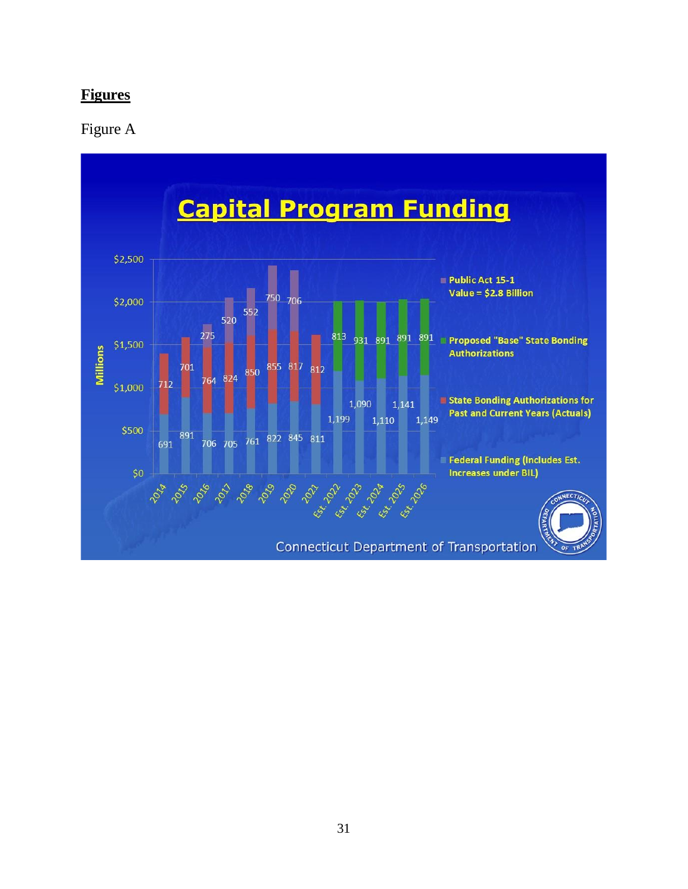## **Figures**

Figure A

Capital Program Funding

Millions

$2,500
$2,000
$1,500
$1,000
$500
$0

2014
2015
2016
2017
2018
2019
2020
2021
Est. 2022
Est. 2023
Est. 2024
Est. 2025
Est. 2026

275
520
552
750
706

712
701
764
824
850
855
817
812

813
931
891
891
891

691
891
706
705
761
822
845
811
1,199
1,090
1,110
1,141
1,149

Public Act 15-1 Value = $2.8 Billion

Proposed "Base" State Bonding Authorizations

State Bonding Authorizations for Past and Current Years (Actuals)

Federal Funding (Includes Est. Increases under BIL)

Connecticut Department of Transportation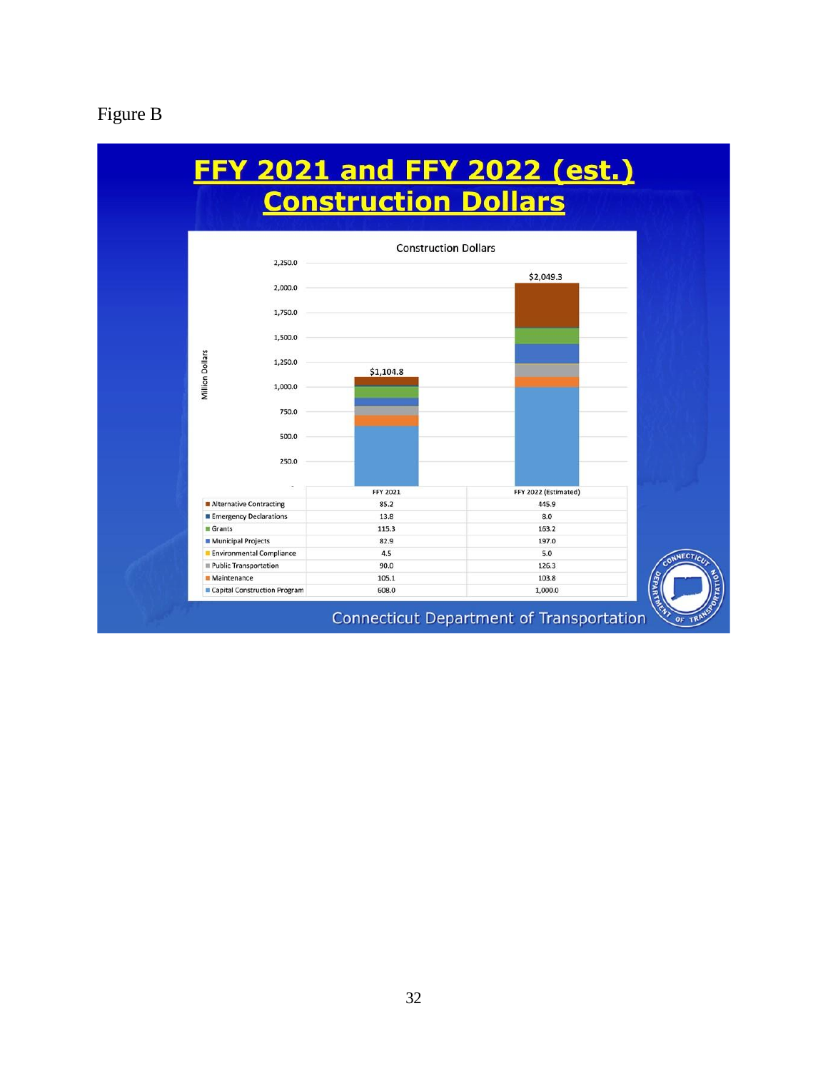Figure B

# FFY 2021 and FFY 2022 (est.) Construction Dollars

Construction Dollars

Million Dollars

2,250.0
2,000.0
1,750.0
1,500.0
1,250.0
1,000.0
750.0
500.0
250.0
-

$1,104.8
$2,049.3

| | FFY 2021 | FFY 2022 (Estimated) |
|---|---|---|
| Alternative Contracting | 85.2 | 445.9 |
| Emergency Declarations | 13.8 | 8.0 |
| Grants | 115.3 | 163.2 |
| Municipal Projects | 82.9 | 197.0 |
| Environmental Compliance | 4.5 | 5.0 |
| Public Transportation | 90.0 | 126.3 |
| Maintenance | 105.1 | 103.8 |
| Capital Construction Program | 608.0 | 1,000.0 |

Connecticut Department of Transportation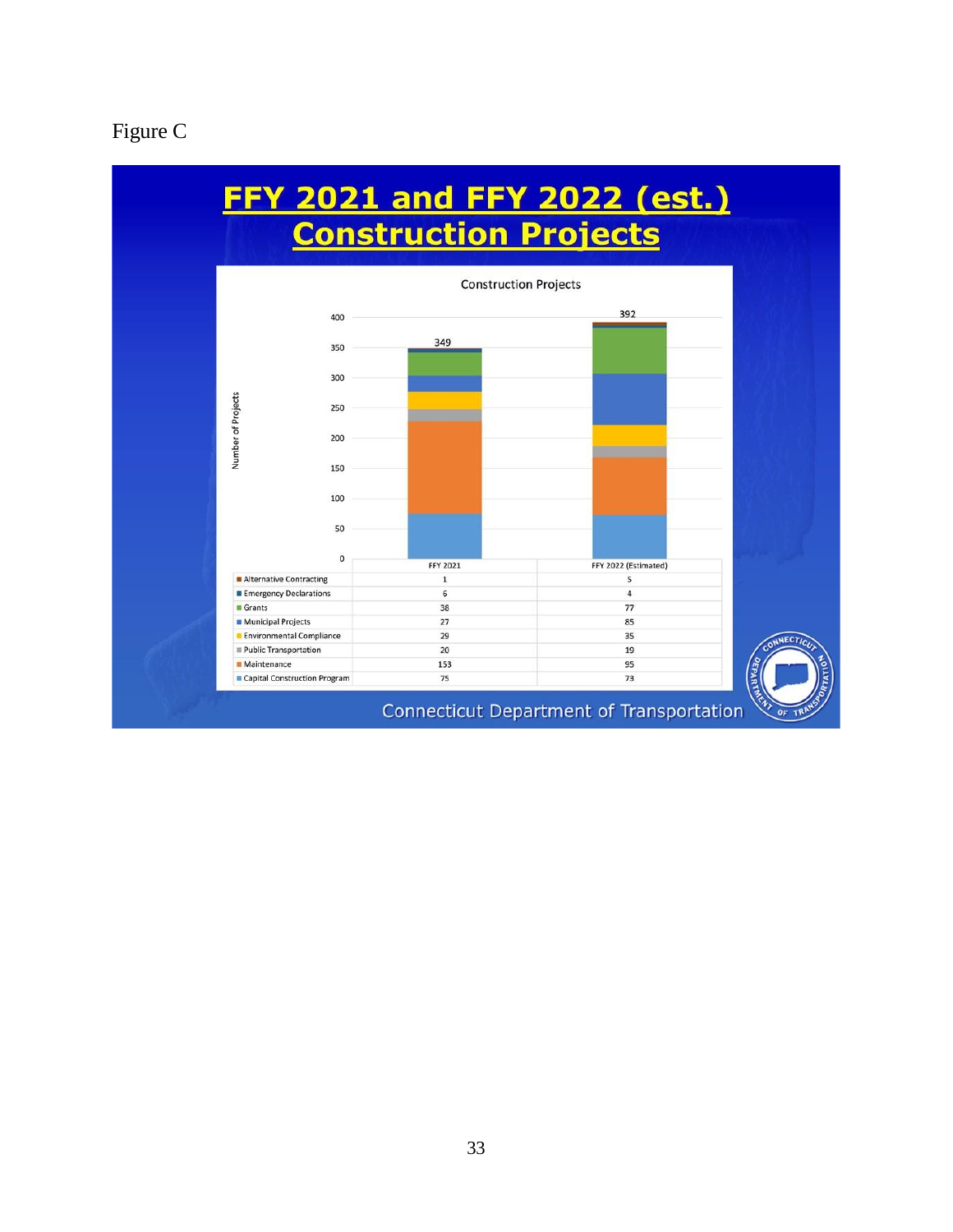Figure C

# FFY 2021 and FFY 2022 (est.) Construction Projects

Construction Projects

Number of Projects

400
350
300
250
200
150
100
50
0

349

392

| | FFY 2021 | FFY 2022 (Estimated) |
|---|---|---|
| Alternative Contracting | 1 | 5 |
| Emergency Declarations | 6 | 4 |
| Grants | 38 | 77 |
| Municipal Projects | 27 | 85 |
| Environmental Compliance | 29 | 35 |
| Public Transportation | 20 | 19 |
| Maintenance | 153 | 95 |
| Capital Construction Program | 75 | 73 |

Connecticut Department of Transportation

CONNECTICUT DEPARTMENT OF TRANSPORTATION